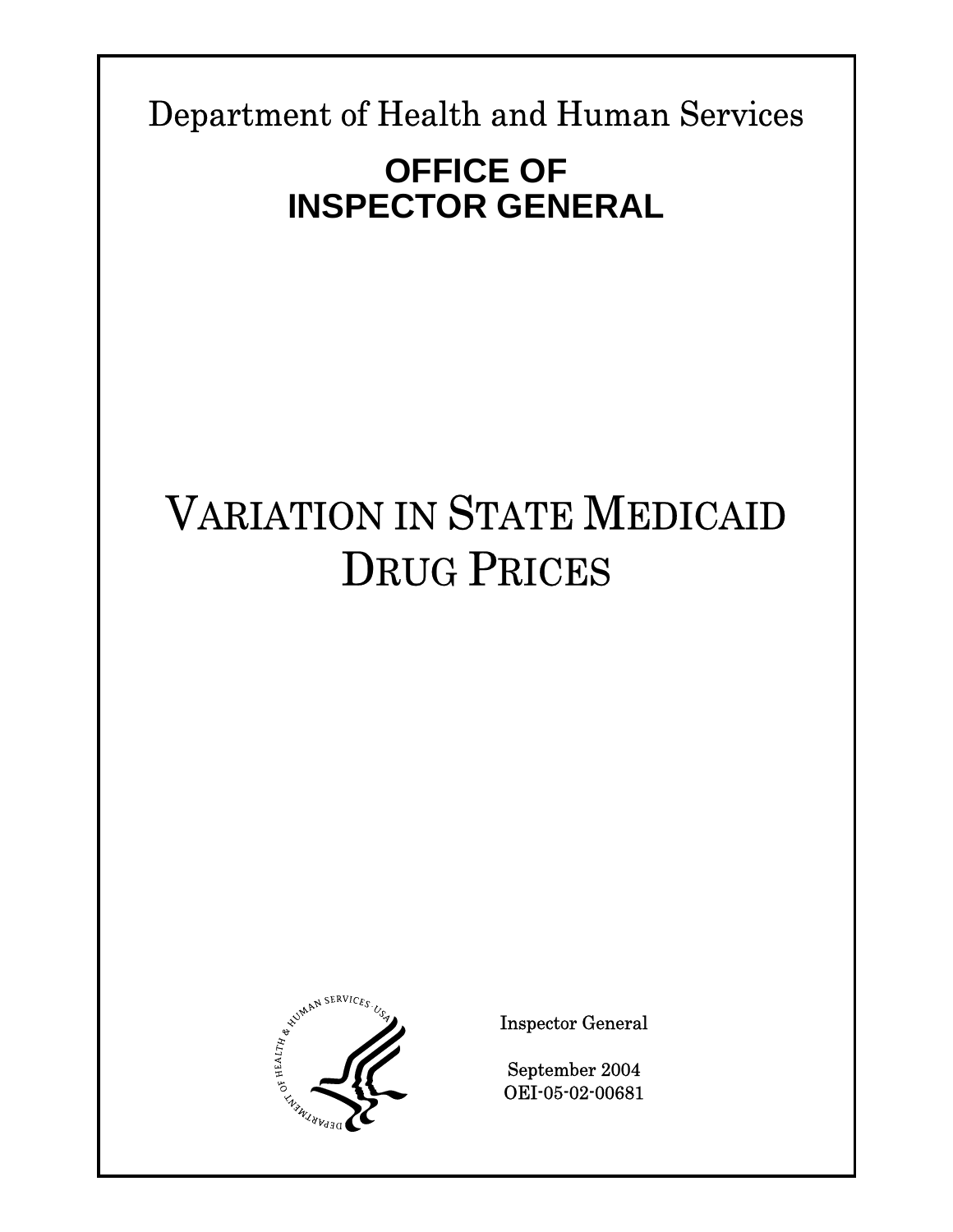Department of Health and Human Services

# OFFICE OF INSPECTOR GENERAL

# VARIATION IN STATE MEDICAID DRUG PRICES

Inspector General

September 2004
OEI-05-02-00681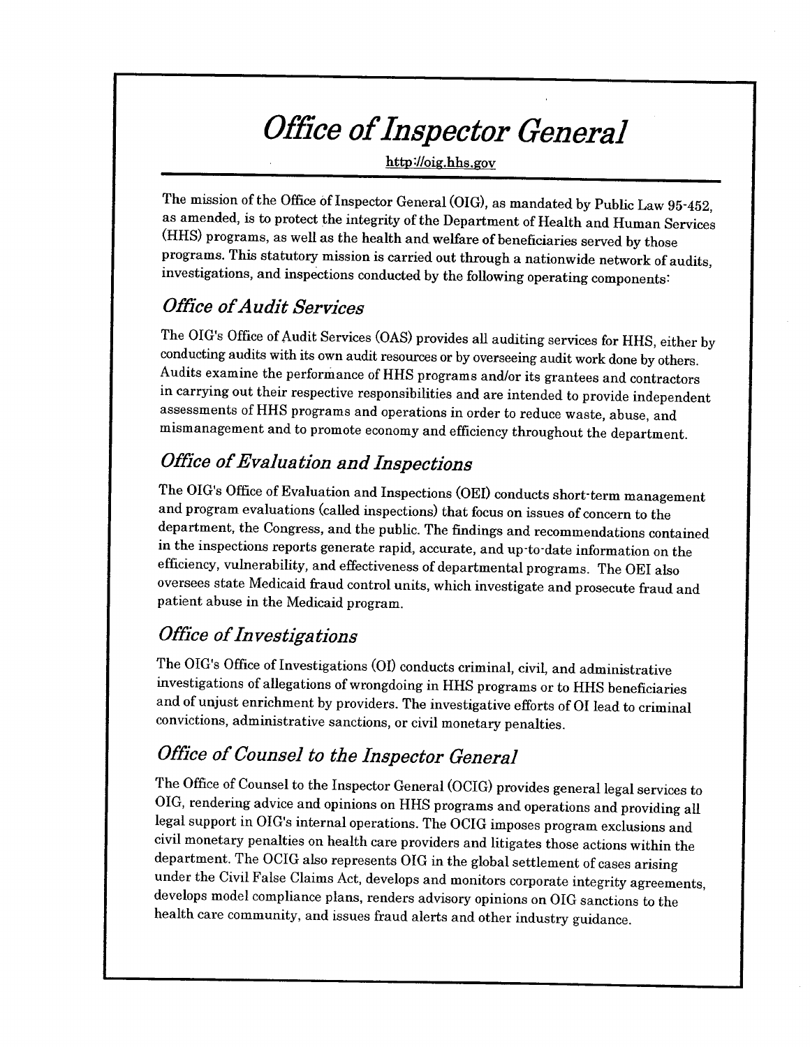# *Office of Inspector General*

http://oig.hhs.gov

The mission of the Office of Inspector General (OIG), as mandated by Public Law 95-452, as amended, is to protect the integrity of the Department of Health and Human Services (HHS) programs, as well as the health and welfare of beneficiaries served by those programs. This statutory mission is carried out through a nationwide network of audits, investigations, and inspections conducted by the following operating components:

## *Office of Audit Services*

The OIG's Office of Audit Services (OAS) provides all auditing services for HHS, either by conducting audits with its own audit resources or by overseeing audit work done by others. Audits examine the performance of HHS programs and/or its grantees and contractors in carrying out their respective responsibilities and are intended to provide independent assessments of HHS programs and operations in order to reduce waste, abuse, and mismanagement and to promote economy and efficiency throughout the department.

## *Office of Evaluation and Inspections*

The OIG's Office of Evaluation and Inspections (OEI) conducts short-term management and program evaluations (called inspections) that focus on issues of concern to the department, the Congress, and the public. The findings and recommendations contained in the inspections reports generate rapid, accurate, and up-to-date information on the efficiency, vulnerability, and effectiveness of departmental programs. The OEI also oversees state Medicaid fraud control units, which investigate and prosecute fraud and patient abuse in the Medicaid program.

## *Office of Investigations*

The OIG's Office of Investigations (OI) conducts criminal, civil, and administrative investigations of allegations of wrongdoing in HHS programs or to HHS beneficiaries and of unjust enrichment by providers. The investigative efforts of OI lead to criminal convictions, administrative sanctions, or civil monetary penalties.

## *Office of Counsel to the Inspector General*

The Office of Counsel to the Inspector General (OCIG) provides general legal services to OIG, rendering advice and opinions on HHS programs and operations and providing all legal support in OIG's internal operations. The OCIG imposes program exclusions and civil monetary penalties on health care providers and litigates those actions within the department. The OCIG also represents OIG in the global settlement of cases arising under the Civil False Claims Act, develops and monitors corporate integrity agreements, develops model compliance plans, renders advisory opinions on OIG sanctions to the health care community, and issues fraud alerts and other industry guidance.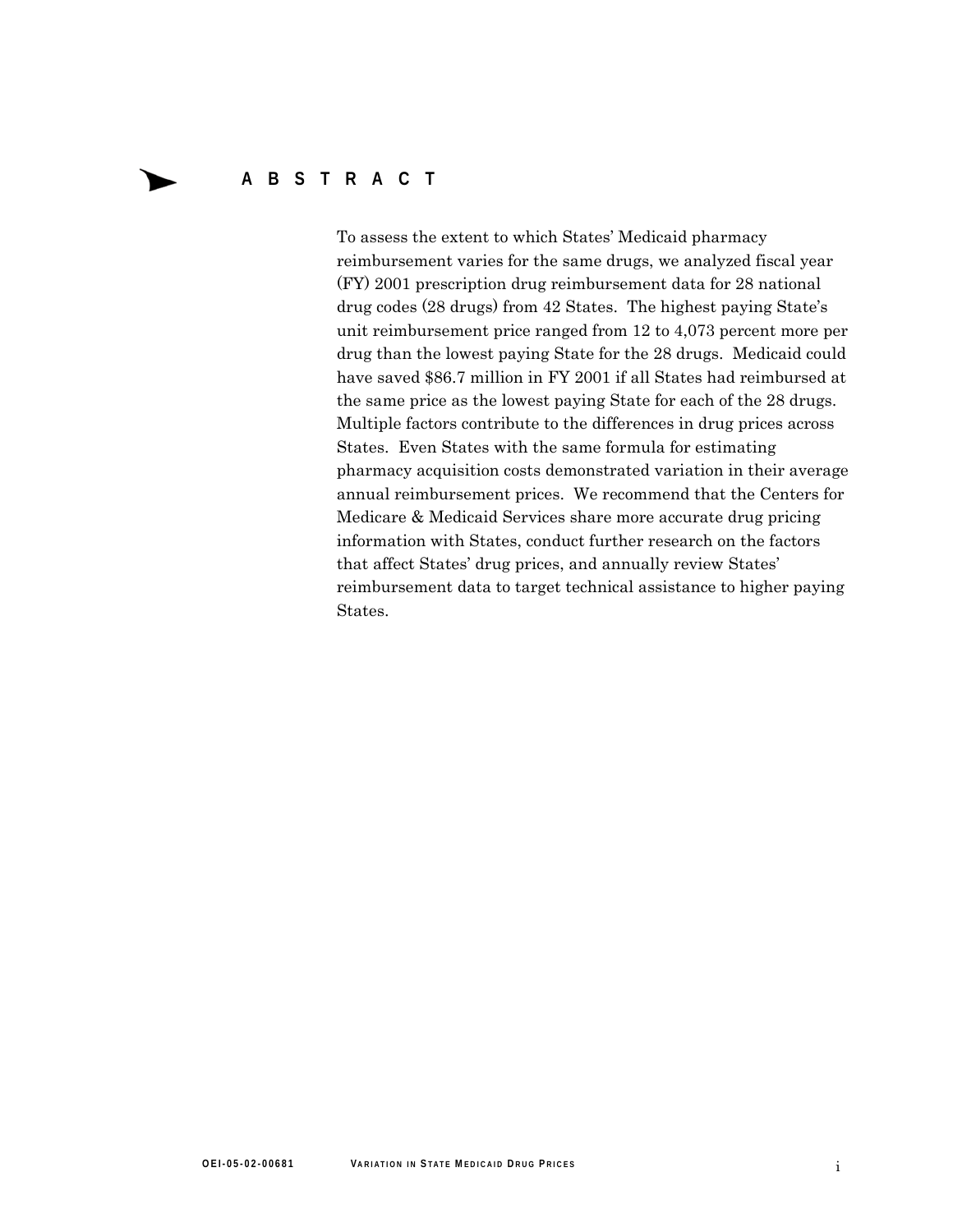# ABSTRACT

To assess the extent to which States' Medicaid pharmacy reimbursement varies for the same drugs, we analyzed fiscal year (FY) 2001 prescription drug reimbursement data for 28 national drug codes (28 drugs) from 42 States. The highest paying State's unit reimbursement price ranged from 12 to 4,073 percent more per drug than the lowest paying State for the 28 drugs. Medicaid could have saved $86.7 million in FY 2001 if all States had reimbursed at the same price as the lowest paying State for each of the 28 drugs. Multiple factors contribute to the differences in drug prices across States. Even States with the same formula for estimating pharmacy acquisition costs demonstrated variation in their average annual reimbursement prices. We recommend that the Centers for Medicare & Medicaid Services share more accurate drug pricing information with States, conduct further research on the factors that affect States' drug prices, and annually review States' reimbursement data to target technical assistance to higher paying States.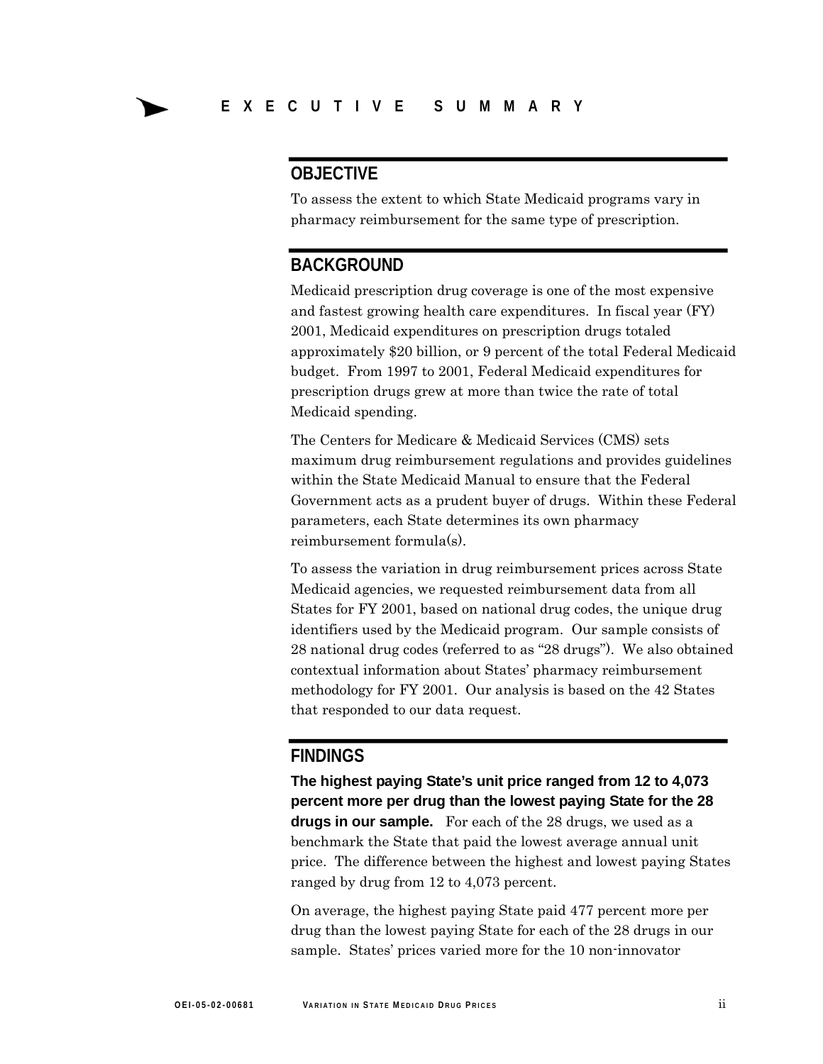# EXECUTIVE SUMMARY

## OBJECTIVE

To assess the extent to which State Medicaid programs vary in pharmacy reimbursement for the same type of prescription.

## BACKGROUND

Medicaid prescription drug coverage is one of the most expensive and fastest growing health care expenditures. In fiscal year (FY) 2001, Medicaid expenditures on prescription drugs totaled approximately $20 billion, or 9 percent of the total Federal Medicaid budget. From 1997 to 2001, Federal Medicaid expenditures for prescription drugs grew at more than twice the rate of total Medicaid spending.

The Centers for Medicare & Medicaid Services (CMS) sets maximum drug reimbursement regulations and provides guidelines within the State Medicaid Manual to ensure that the Federal Government acts as a prudent buyer of drugs. Within these Federal parameters, each State determines its own pharmacy reimbursement formula(s).

To assess the variation in drug reimbursement prices across State Medicaid agencies, we requested reimbursement data from all States for FY 2001, based on national drug codes, the unique drug identifiers used by the Medicaid program. Our sample consists of 28 national drug codes (referred to as "28 drugs"). We also obtained contextual information about States' pharmacy reimbursement methodology for FY 2001. Our analysis is based on the 42 States that responded to our data request.

## FINDINGS

**The highest paying State's unit price ranged from 12 to 4,073 percent more per drug than the lowest paying State for the 28 drugs in our sample.** For each of the 28 drugs, we used as a benchmark the State that paid the lowest average annual unit price. The difference between the highest and lowest paying States ranged by drug from 12 to 4,073 percent.

On average, the highest paying State paid 477 percent more per drug than the lowest paying State for each of the 28 drugs in our sample. States' prices varied more for the 10 non-innovator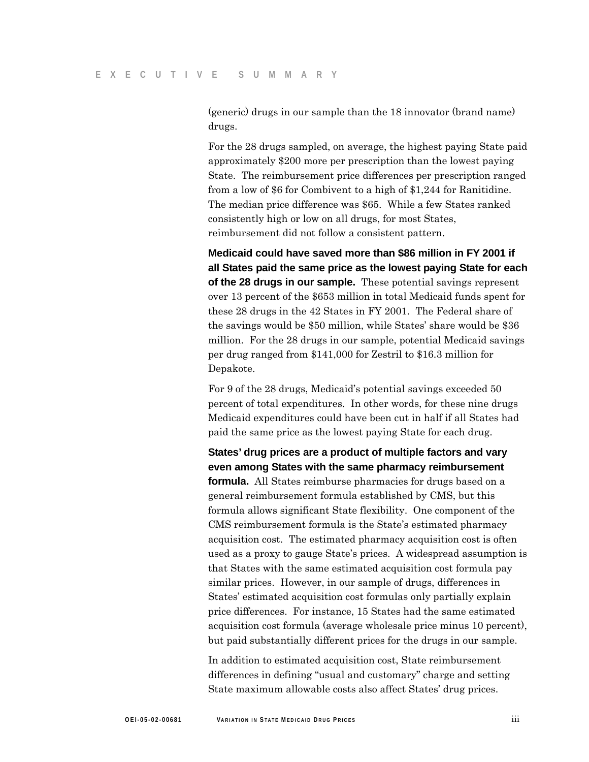(generic) drugs in our sample than the 18 innovator (brand name) drugs.

For the 28 drugs sampled, on average, the highest paying State paid approximately $200 more per prescription than the lowest paying State. The reimbursement price differences per prescription ranged from a low of $6 for Combivent to a high of $1,244 for Ranitidine. The median price difference was $65. While a few States ranked consistently high or low on all drugs, for most States, reimbursement did not follow a consistent pattern.

**Medicaid could have saved more than $86 million in FY 2001 if all States paid the same price as the lowest paying State for each of the 28 drugs in our sample.** These potential savings represent over 13 percent of the $653 million in total Medicaid funds spent for these 28 drugs in the 42 States in FY 2001. The Federal share of the savings would be $50 million, while States' share would be $36 million. For the 28 drugs in our sample, potential Medicaid savings per drug ranged from $141,000 for Zestril to $16.3 million for Depakote.

For 9 of the 28 drugs, Medicaid's potential savings exceeded 50 percent of total expenditures. In other words, for these nine drugs Medicaid expenditures could have been cut in half if all States had paid the same price as the lowest paying State for each drug.

**States' drug prices are a product of multiple factors and vary even among States with the same pharmacy reimbursement formula.** All States reimburse pharmacies for drugs based on a general reimbursement formula established by CMS, but this formula allows significant State flexibility. One component of the CMS reimbursement formula is the State's estimated pharmacy acquisition cost. The estimated pharmacy acquisition cost is often used as a proxy to gauge State's prices. A widespread assumption is that States with the same estimated acquisition cost formula pay similar prices. However, in our sample of drugs, differences in States' estimated acquisition cost formulas only partially explain price differences. For instance, 15 States had the same estimated acquisition cost formula (average wholesale price minus 10 percent), but paid substantially different prices for the drugs in our sample.

In addition to estimated acquisition cost, State reimbursement differences in defining "usual and customary" charge and setting State maximum allowable costs also affect States' drug prices.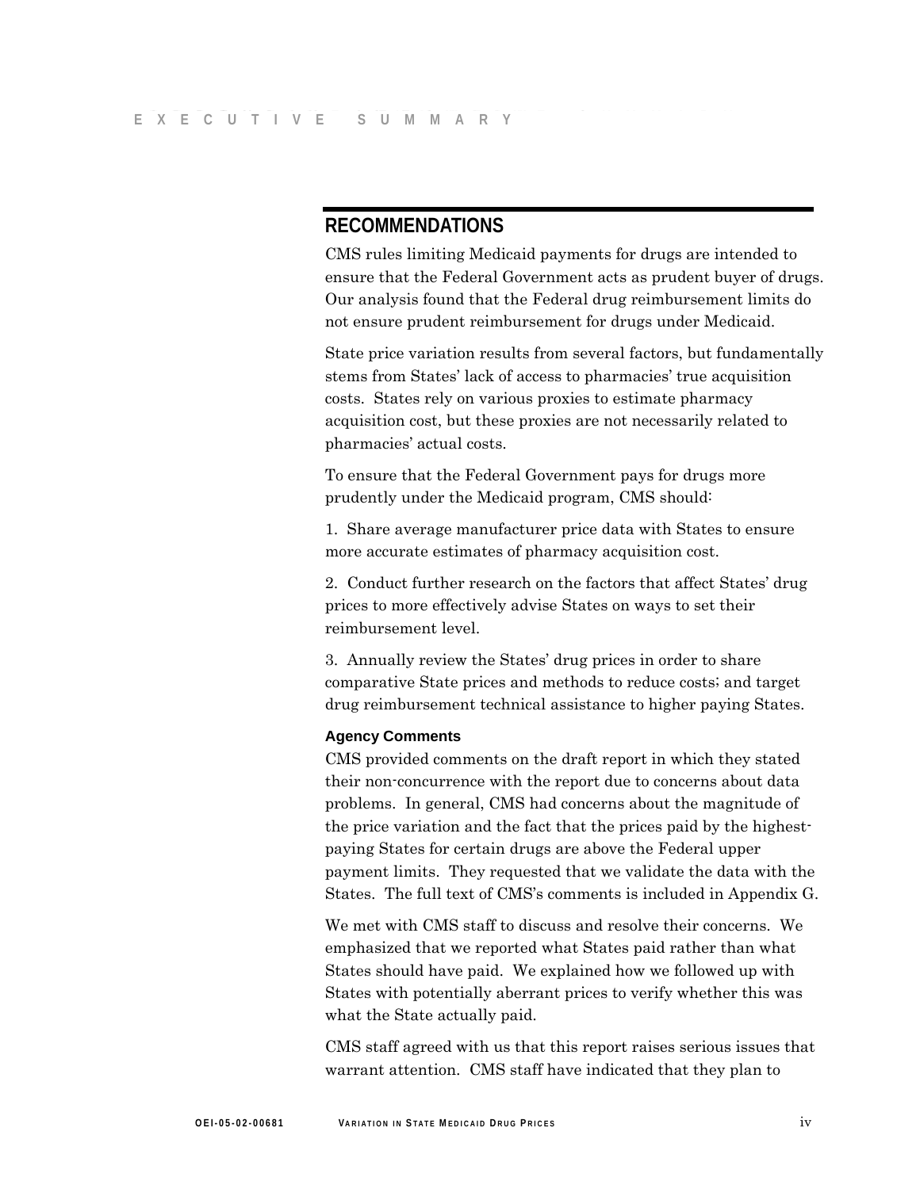## RECOMMENDATIONS

CMS rules limiting Medicaid payments for drugs are intended to ensure that the Federal Government acts as prudent buyer of drugs. Our analysis found that the Federal drug reimbursement limits do not ensure prudent reimbursement for drugs under Medicaid.

State price variation results from several factors, but fundamentally stems from States' lack of access to pharmacies' true acquisition costs. States rely on various proxies to estimate pharmacy acquisition cost, but these proxies are not necessarily related to pharmacies' actual costs.

To ensure that the Federal Government pays for drugs more prudently under the Medicaid program, CMS should:

1. Share average manufacturer price data with States to ensure more accurate estimates of pharmacy acquisition cost.

2. Conduct further research on the factors that affect States' drug prices to more effectively advise States on ways to set their reimbursement level.

3. Annually review the States' drug prices in order to share comparative State prices and methods to reduce costs; and target drug reimbursement technical assistance to higher paying States.

### Agency Comments

CMS provided comments on the draft report in which they stated their non-concurrence with the report due to concerns about data problems. In general, CMS had concerns about the magnitude of the price variation and the fact that the prices paid by the highest-paying States for certain drugs are above the Federal upper payment limits. They requested that we validate the data with the States. The full text of CMS's comments is included in Appendix G.

We met with CMS staff to discuss and resolve their concerns. We emphasized that we reported what States paid rather than what States should have paid. We explained how we followed up with States with potentially aberrant prices to verify whether this was what the State actually paid.

CMS staff agreed with us that this report raises serious issues that warrant attention. CMS staff have indicated that they plan to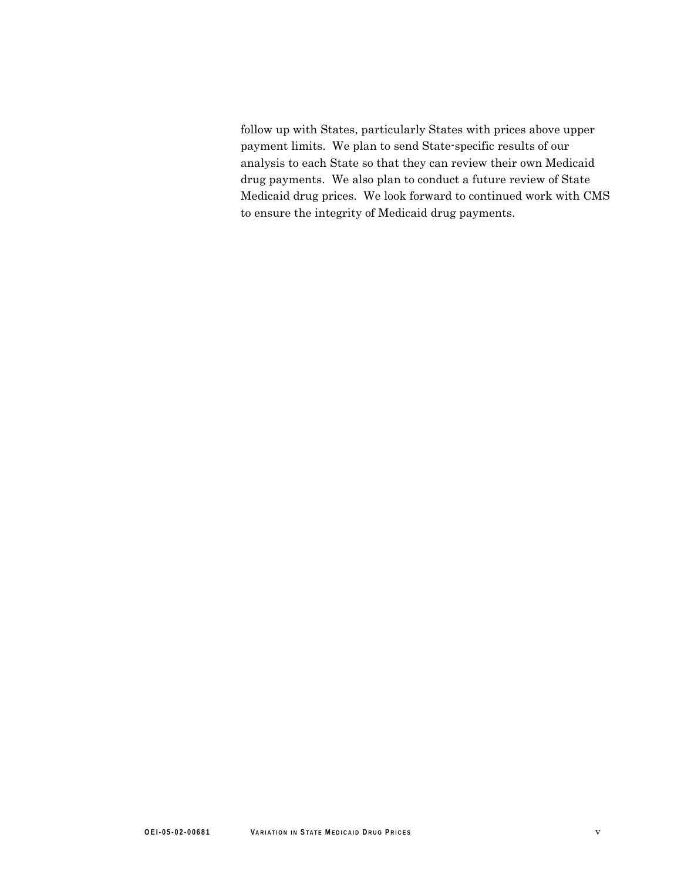follow up with States, particularly States with prices above upper payment limits. We plan to send State-specific results of our analysis to each State so that they can review their own Medicaid drug payments. We also plan to conduct a future review of State Medicaid drug prices. We look forward to continued work with CMS to ensure the integrity of Medicaid drug payments.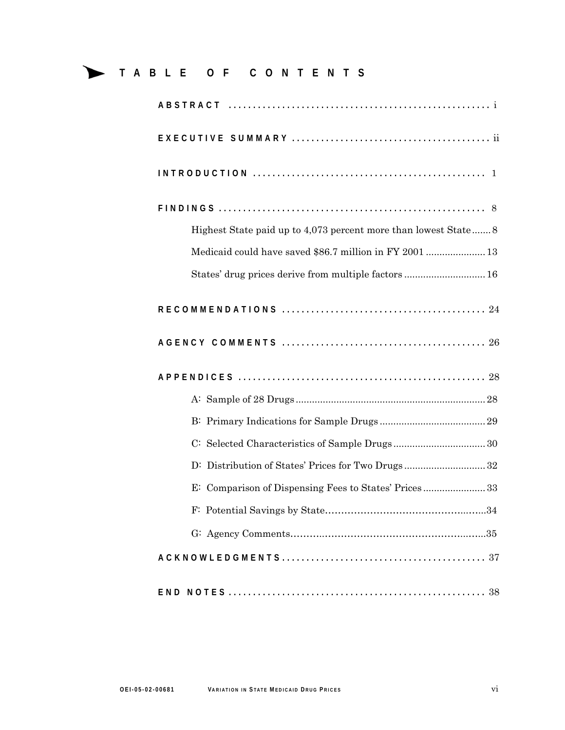# TABLE OF CONTENTS

**ABSTRACT** .................................................... i

**EXECUTIVE SUMMARY** .................................................... ii

**INTRODUCTION** .................................................... 1

**FINDINGS** .................................................... 8

- Highest State paid up to 4,073 percent more than lowest State....... 8
- Medicaid could have saved $86.7 million in FY 2001 ...................... 13
- States' drug prices derive from multiple factors .............................. 16

**RECOMMENDATIONS** .................................................... 24

**AGENCY COMMENTS** .................................................... 26

**APPENDICES** .................................................... 28

- A: Sample of 28 Drugs .................................................... 28
- B: Primary Indications for Sample Drugs .................................... 29
- C: Selected Characteristics of Sample Drugs ................................ 30
- D: Distribution of States' Prices for Two Drugs ............................ 32
- E: Comparison of Dispensing Fees to States' Prices ...................... 33
- F: Potential Savings by State.................................................... 34
- G: Agency Comments.................................................... 35

**ACKNOWLEDGMENTS** .................................................... 37

**END NOTES** .................................................... 38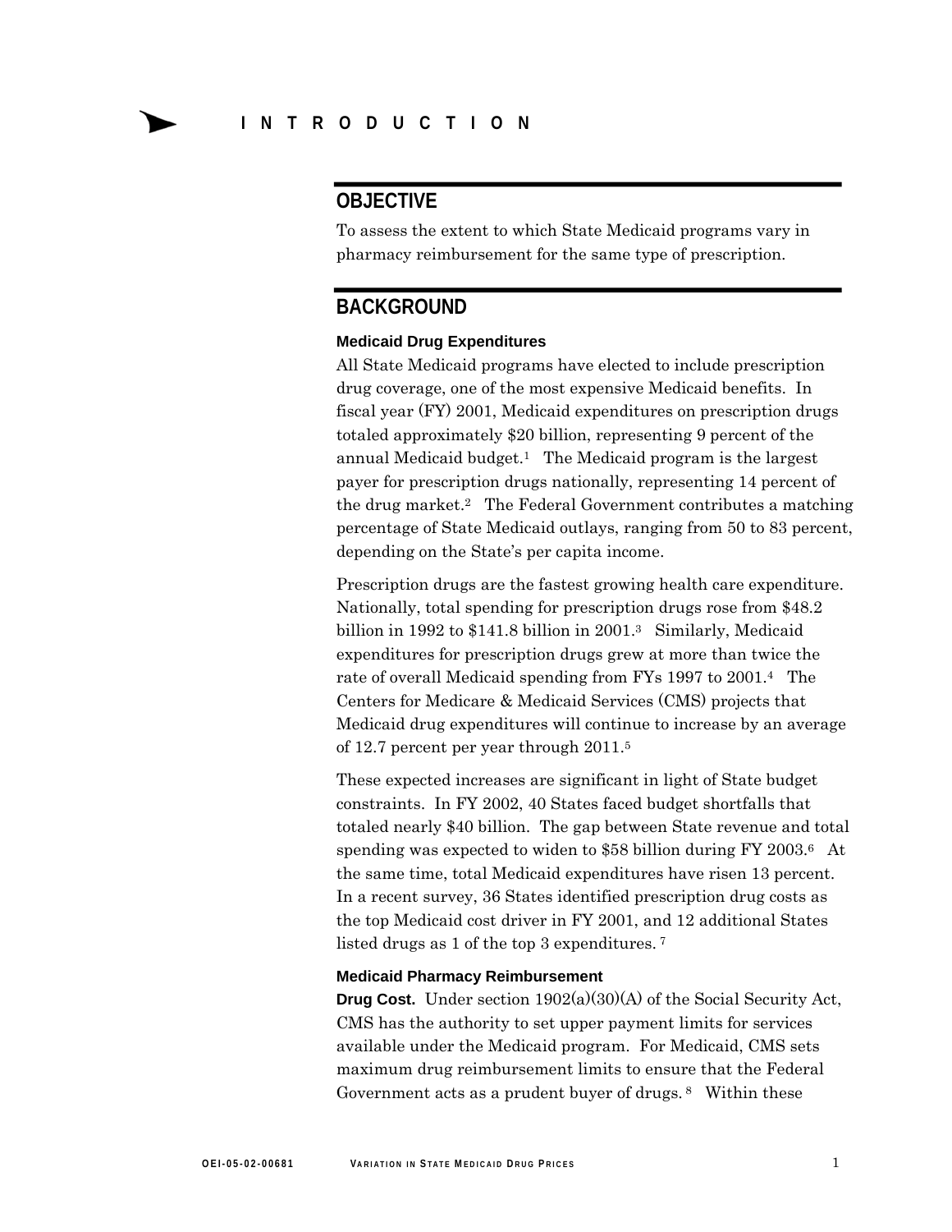# INTRODUCTION

## OBJECTIVE

To assess the extent to which State Medicaid programs vary in pharmacy reimbursement for the same type of prescription.

## BACKGROUND

### Medicaid Drug Expenditures

All State Medicaid programs have elected to include prescription drug coverage, one of the most expensive Medicaid benefits. In fiscal year (FY) 2001, Medicaid expenditures on prescription drugs totaled approximately $20 billion, representing 9 percent of the annual Medicaid budget.[1] The Medicaid program is the largest payer for prescription drugs nationally, representing 14 percent of the drug market.[2] The Federal Government contributes a matching percentage of State Medicaid outlays, ranging from 50 to 83 percent, depending on the State's per capita income.

Prescription drugs are the fastest growing health care expenditure. Nationally, total spending for prescription drugs rose from $48.2 billion in 1992 to $141.8 billion in 2001.[3] Similarly, Medicaid expenditures for prescription drugs grew at more than twice the rate of overall Medicaid spending from FYs 1997 to 2001.[4] The Centers for Medicare & Medicaid Services (CMS) projects that Medicaid drug expenditures will continue to increase by an average of 12.7 percent per year through 2011.[5]

These expected increases are significant in light of State budget constraints. In FY 2002, 40 States faced budget shortfalls that totaled nearly $40 billion. The gap between State revenue and total spending was expected to widen to $58 billion during FY 2003.[6] At the same time, total Medicaid expenditures have risen 13 percent. In a recent survey, 36 States identified prescription drug costs as the top Medicaid cost driver in FY 2001, and 12 additional States listed drugs as 1 of the top 3 expenditures.[7]

### Medicaid Pharmacy Reimbursement

**Drug Cost.** Under section 1902(a)(30)(A) of the Social Security Act, CMS has the authority to set upper payment limits for services available under the Medicaid program. For Medicaid, CMS sets maximum drug reimbursement limits to ensure that the Federal Government acts as a prudent buyer of drugs.[8] Within these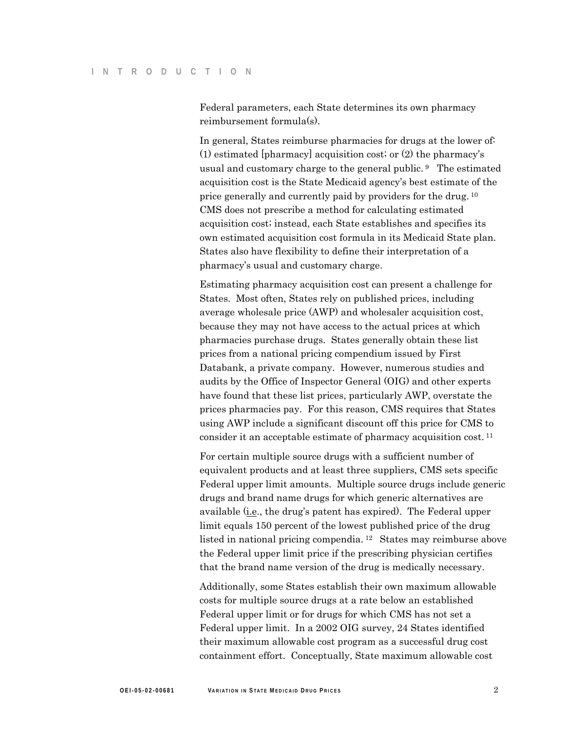Federal parameters, each State determines its own pharmacy reimbursement formula(s).

In general, States reimburse pharmacies for drugs at the lower of: (1) estimated [pharmacy] acquisition cost; or (2) the pharmacy's usual and customary charge to the general public.[9] The estimated acquisition cost is the State Medicaid agency's best estimate of the price generally and currently paid by providers for the drug.[10] CMS does not prescribe a method for calculating estimated acquisition cost; instead, each State establishes and specifies its own estimated acquisition cost formula in its Medicaid State plan. States also have flexibility to define their interpretation of a pharmacy's usual and customary charge.

Estimating pharmacy acquisition cost can present a challenge for States. Most often, States rely on published prices, including average wholesale price (AWP) and wholesaler acquisition cost, because they may not have access to the actual prices at which pharmacies purchase drugs. States generally obtain these list prices from a national pricing compendium issued by First Databank, a private company. However, numerous studies and audits by the Office of Inspector General (OIG) and other experts have found that these list prices, particularly AWP, overstate the prices pharmacies pay. For this reason, CMS requires that States using AWP include a significant discount off this price for CMS to consider it an acceptable estimate of pharmacy acquisition cost.[11]

For certain multiple source drugs with a sufficient number of equivalent products and at least three suppliers, CMS sets specific Federal upper limit amounts. Multiple source drugs include generic drugs and brand name drugs for which generic alternatives are available (i.e., the drug's patent has expired). The Federal upper limit equals 150 percent of the lowest published price of the drug listed in national pricing compendia.[12] States may reimburse above the Federal upper limit price if the prescribing physician certifies that the brand name version of the drug is medically necessary.

Additionally, some States establish their own maximum allowable costs for multiple source drugs at a rate below an established Federal upper limit or for drugs for which CMS has not set a Federal upper limit. In a 2002 OIG survey, 24 States identified their maximum allowable cost program as a successful drug cost containment effort. Conceptually, State maximum allowable cost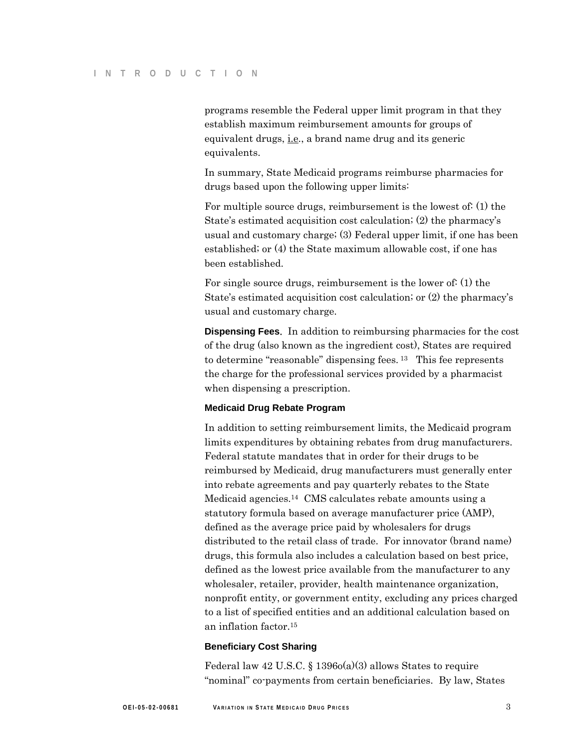programs resemble the Federal upper limit program in that they establish maximum reimbursement amounts for groups of equivalent drugs, i.e., a brand name drug and its generic equivalents.

In summary, State Medicaid programs reimburse pharmacies for drugs based upon the following upper limits:

For multiple source drugs, reimbursement is the lowest of: (1) the State's estimated acquisition cost calculation; (2) the pharmacy's usual and customary charge; (3) Federal upper limit, if one has been established; or (4) the State maximum allowable cost, if one has been established.

For single source drugs, reimbursement is the lower of: (1) the State's estimated acquisition cost calculation; or (2) the pharmacy's usual and customary charge.

**Dispensing Fees**. In addition to reimbursing pharmacies for the cost of the drug (also known as the ingredient cost), States are required to determine "reasonable" dispensing fees.[13] This fee represents the charge for the professional services provided by a pharmacist when dispensing a prescription.

### Medicaid Drug Rebate Program

In addition to setting reimbursement limits, the Medicaid program limits expenditures by obtaining rebates from drug manufacturers. Federal statute mandates that in order for their drugs to be reimbursed by Medicaid, drug manufacturers must generally enter into rebate agreements and pay quarterly rebates to the State Medicaid agencies.[14] CMS calculates rebate amounts using a statutory formula based on average manufacturer price (AMP), defined as the average price paid by wholesalers for drugs distributed to the retail class of trade. For innovator (brand name) drugs, this formula also includes a calculation based on best price, defined as the lowest price available from the manufacturer to any wholesaler, retailer, provider, health maintenance organization, nonprofit entity, or government entity, excluding any prices charged to a list of specified entities and an additional calculation based on an inflation factor.[15]

### Beneficiary Cost Sharing

Federal law 42 U.S.C. § 1396o(a)(3) allows States to require "nominal" co-payments from certain beneficiaries. By law, States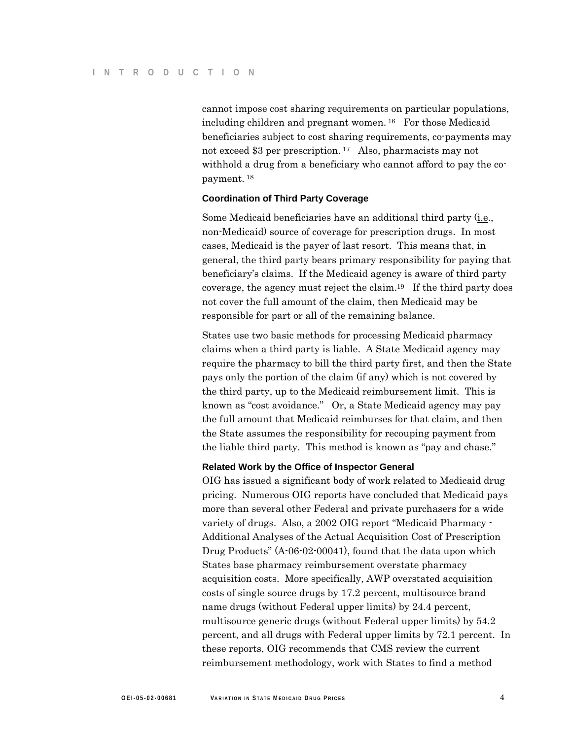cannot impose cost sharing requirements on particular populations, including children and pregnant women.[16] For those Medicaid beneficiaries subject to cost sharing requirements, co-payments may not exceed $3 per prescription.[17] Also, pharmacists may not withhold a drug from a beneficiary who cannot afford to pay the co-payment.[18]

### Coordination of Third Party Coverage

Some Medicaid beneficiaries have an additional third party (i.e., non-Medicaid) source of coverage for prescription drugs. In most cases, Medicaid is the payer of last resort. This means that, in general, the third party bears primary responsibility for paying that beneficiary's claims. If the Medicaid agency is aware of third party coverage, the agency must reject the claim.[19] If the third party does not cover the full amount of the claim, then Medicaid may be responsible for part or all of the remaining balance.

States use two basic methods for processing Medicaid pharmacy claims when a third party is liable. A State Medicaid agency may require the pharmacy to bill the third party first, and then the State pays only the portion of the claim (if any) which is not covered by the third party, up to the Medicaid reimbursement limit. This is known as "cost avoidance." Or, a State Medicaid agency may pay the full amount that Medicaid reimburses for that claim, and then the State assumes the responsibility for recouping payment from the liable third party. This method is known as "pay and chase."

### Related Work by the Office of Inspector General

OIG has issued a significant body of work related to Medicaid drug pricing. Numerous OIG reports have concluded that Medicaid pays more than several other Federal and private purchasers for a wide variety of drugs. Also, a 2002 OIG report "Medicaid Pharmacy - Additional Analyses of the Actual Acquisition Cost of Prescription Drug Products" (A-06-02-00041), found that the data upon which States base pharmacy reimbursement overstate pharmacy acquisition costs. More specifically, AWP overstated acquisition costs of single source drugs by 17.2 percent, multisource brand name drugs (without Federal upper limits) by 24.4 percent, multisource generic drugs (without Federal upper limits) by 54.2 percent, and all drugs with Federal upper limits by 72.1 percent. In these reports, OIG recommends that CMS review the current reimbursement methodology, work with States to find a method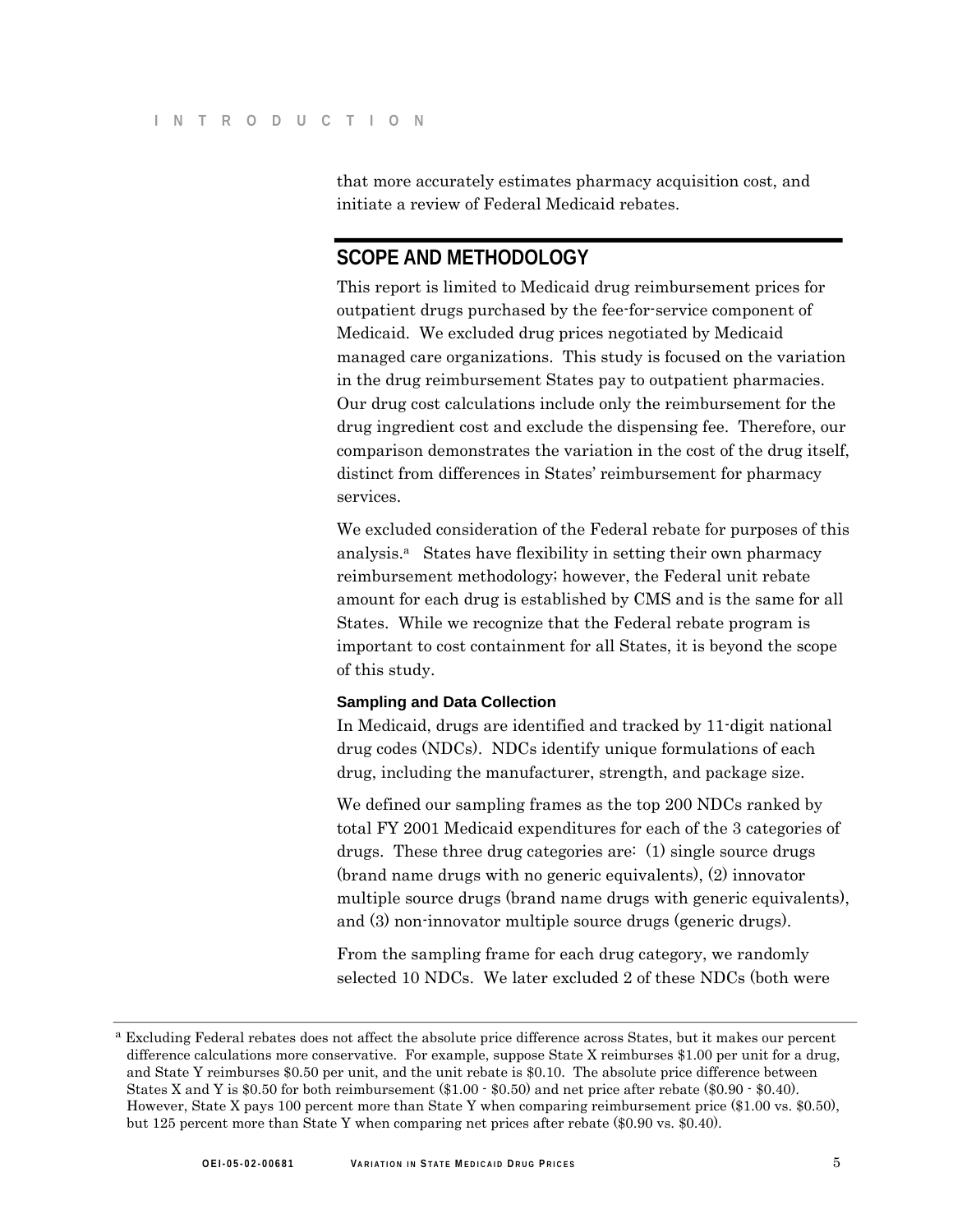that more accurately estimates pharmacy acquisition cost, and initiate a review of Federal Medicaid rebates.

## SCOPE AND METHODOLOGY

This report is limited to Medicaid drug reimbursement prices for outpatient drugs purchased by the fee-for-service component of Medicaid. We excluded drug prices negotiated by Medicaid managed care organizations. This study is focused on the variation in the drug reimbursement States pay to outpatient pharmacies. Our drug cost calculations include only the reimbursement for the drug ingredient cost and exclude the dispensing fee. Therefore, our comparison demonstrates the variation in the cost of the drug itself, distinct from differences in States' reimbursement for pharmacy services.

We excluded consideration of the Federal rebate for purposes of this analysis.[a] States have flexibility in setting their own pharmacy reimbursement methodology; however, the Federal unit rebate amount for each drug is established by CMS and is the same for all States. While we recognize that the Federal rebate program is important to cost containment for all States, it is beyond the scope of this study.

### Sampling and Data Collection

In Medicaid, drugs are identified and tracked by 11-digit national drug codes (NDCs). NDCs identify unique formulations of each drug, including the manufacturer, strength, and package size.

We defined our sampling frames as the top 200 NDCs ranked by total FY 2001 Medicaid expenditures for each of the 3 categories of drugs. These three drug categories are: (1) single source drugs (brand name drugs with no generic equivalents), (2) innovator multiple source drugs (brand name drugs with generic equivalents), and (3) non-innovator multiple source drugs (generic drugs).

From the sampling frame for each drug category, we randomly selected 10 NDCs. We later excluded 2 of these NDCs (both were

[a] Excluding Federal rebates does not affect the absolute price difference across States, but it makes our percent difference calculations more conservative. For example, suppose State X reimburses $1.00 per unit for a drug, and State Y reimburses $0.50 per unit, and the unit rebate is $0.10. The absolute price difference between States X and Y is $0.50 for both reimbursement ($1.00 - $0.50) and net price after rebate ($0.90 - $0.40). However, State X pays 100 percent more than State Y when comparing reimbursement price ($1.00 vs. $0.50), but 125 percent more than State Y when comparing net prices after rebate ($0.90 vs. $0.40).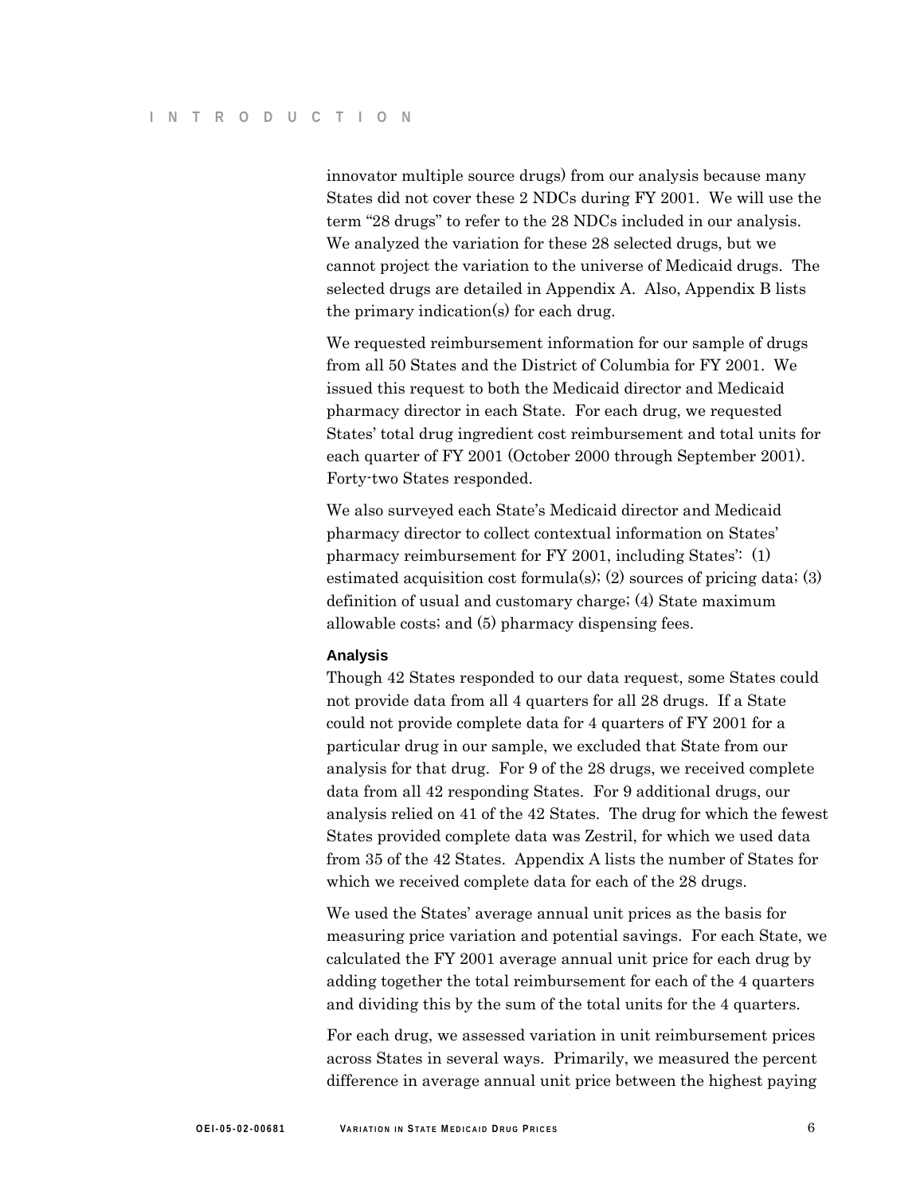innovator multiple source drugs) from our analysis because many States did not cover these 2 NDCs during FY 2001. We will use the term "28 drugs" to refer to the 28 NDCs included in our analysis. We analyzed the variation for these 28 selected drugs, but we cannot project the variation to the universe of Medicaid drugs. The selected drugs are detailed in Appendix A. Also, Appendix B lists the primary indication(s) for each drug.

We requested reimbursement information for our sample of drugs from all 50 States and the District of Columbia for FY 2001. We issued this request to both the Medicaid director and Medicaid pharmacy director in each State. For each drug, we requested States' total drug ingredient cost reimbursement and total units for each quarter of FY 2001 (October 2000 through September 2001). Forty-two States responded.

We also surveyed each State's Medicaid director and Medicaid pharmacy director to collect contextual information on States' pharmacy reimbursement for FY 2001, including States': (1) estimated acquisition cost formula(s); (2) sources of pricing data; (3) definition of usual and customary charge; (4) State maximum allowable costs; and (5) pharmacy dispensing fees.

#### Analysis

Though 42 States responded to our data request, some States could not provide data from all 4 quarters for all 28 drugs. If a State could not provide complete data for 4 quarters of FY 2001 for a particular drug in our sample, we excluded that State from our analysis for that drug. For 9 of the 28 drugs, we received complete data from all 42 responding States. For 9 additional drugs, our analysis relied on 41 of the 42 States. The drug for which the fewest States provided complete data was Zestril, for which we used data from 35 of the 42 States. Appendix A lists the number of States for which we received complete data for each of the 28 drugs.

We used the States' average annual unit prices as the basis for measuring price variation and potential savings. For each State, we calculated the FY 2001 average annual unit price for each drug by adding together the total reimbursement for each of the 4 quarters and dividing this by the sum of the total units for the 4 quarters.

For each drug, we assessed variation in unit reimbursement prices across States in several ways. Primarily, we measured the percent difference in average annual unit price between the highest paying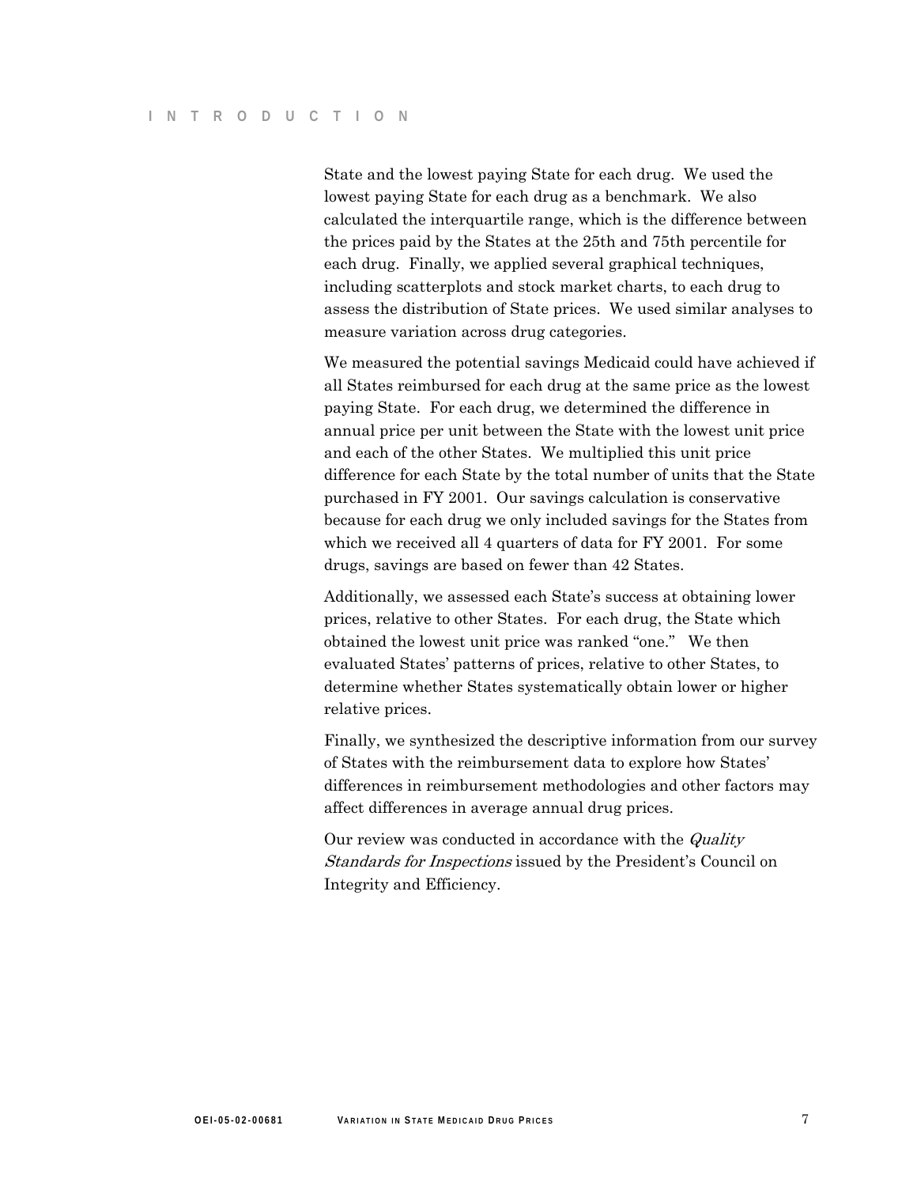State and the lowest paying State for each drug. We used the lowest paying State for each drug as a benchmark. We also calculated the interquartile range, which is the difference between the prices paid by the States at the 25th and 75th percentile for each drug. Finally, we applied several graphical techniques, including scatterplots and stock market charts, to each drug to assess the distribution of State prices. We used similar analyses to measure variation across drug categories.

We measured the potential savings Medicaid could have achieved if all States reimbursed for each drug at the same price as the lowest paying State. For each drug, we determined the difference in annual price per unit between the State with the lowest unit price and each of the other States. We multiplied this unit price difference for each State by the total number of units that the State purchased in FY 2001. Our savings calculation is conservative because for each drug we only included savings for the States from which we received all 4 quarters of data for FY 2001. For some drugs, savings are based on fewer than 42 States.

Additionally, we assessed each State's success at obtaining lower prices, relative to other States. For each drug, the State which obtained the lowest unit price was ranked "one." We then evaluated States' patterns of prices, relative to other States, to determine whether States systematically obtain lower or higher relative prices.

Finally, we synthesized the descriptive information from our survey of States with the reimbursement data to explore how States' differences in reimbursement methodologies and other factors may affect differences in average annual drug prices.

Our review was conducted in accordance with the *Quality Standards for Inspections* issued by the President's Council on Integrity and Efficiency.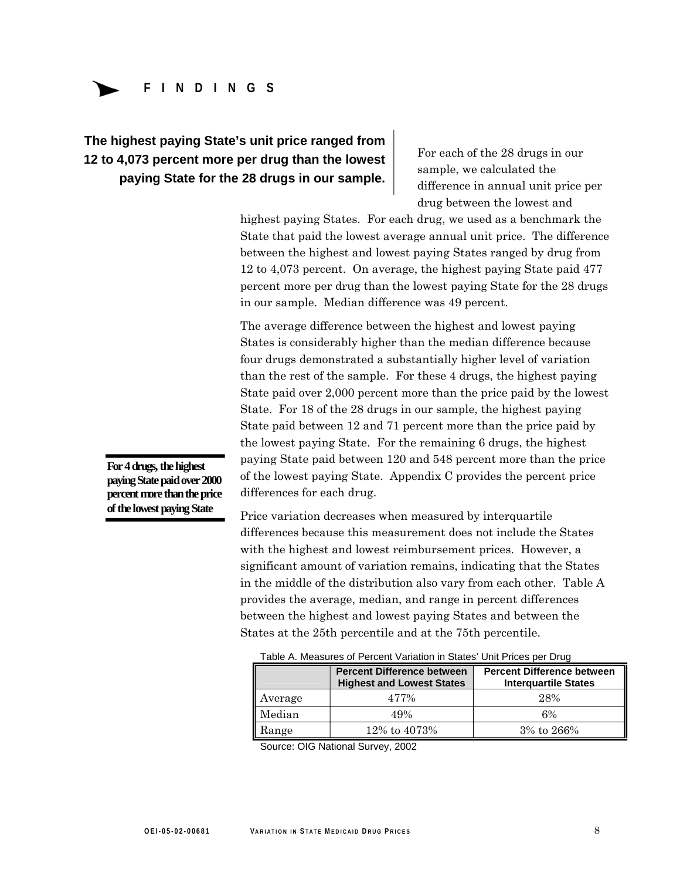## FINDINGS

### The highest paying State's unit price ranged from 12 to 4,073 percent more per drug than the lowest paying State for the 28 drugs in our sample.

For each of the 28 drugs in our sample, we calculated the difference in annual unit price per drug between the lowest and highest paying States. For each drug, we used as a benchmark the State that paid the lowest average annual unit price. The difference between the highest and lowest paying States ranged by drug from 12 to 4,073 percent. On average, the highest paying State paid 477 percent more per drug than the lowest paying State for the 28 drugs in our sample. Median difference was 49 percent.

The average difference between the highest and lowest paying States is considerably higher than the median difference because four drugs demonstrated a substantially higher level of variation than the rest of the sample. For these 4 drugs, the highest paying State paid over 2,000 percent more than the price paid by the lowest State. For 18 of the 28 drugs in our sample, the highest paying State paid between 12 and 71 percent more than the price paid by the lowest paying State. For the remaining 6 drugs, the highest paying State paid between 120 and 548 percent more than the price of the lowest paying State. Appendix C provides the percent price differences for each drug.

**For 4 drugs, the highest paying State paid over 2000 percent more than the price of the lowest paying State**

Price variation decreases when measured by interquartile differences because this measurement does not include the States with the highest and lowest reimbursement prices. However, a significant amount of variation remains, indicating that the States in the middle of the distribution also vary from each other. Table A provides the average, median, and range in percent differences between the highest and lowest paying States and between the States at the 25th percentile and at the 75th percentile.

Table A. Measures of Percent Variation in States' Unit Prices per Drug

| | Percent Difference between Highest and Lowest States | Percent Difference between Interquartile States |
|---|---|---|
| Average | 477% | 28% |
| Median | 49% | 6% |
| Range | 12% to 4073% | 3% to 266% |

Source: OIG National Survey, 2002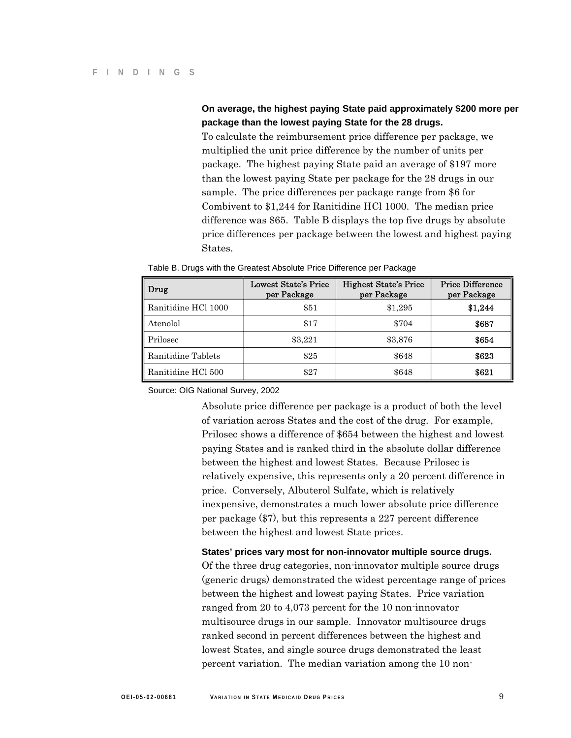**On average, the highest paying State paid approximately $200 more per package than the lowest paying State for the 28 drugs.**

To calculate the reimbursement price difference per package, we multiplied the unit price difference by the number of units per package. The highest paying State paid an average of $197 more than the lowest paying State per package for the 28 drugs in our sample. The price differences per package range from $6 for Combivent to $1,244 for Ranitidine HCl 1000. The median price difference was $65. Table B displays the top five drugs by absolute price differences per package between the lowest and highest paying States.

Table B. Drugs with the Greatest Absolute Price Difference per Package

| Drug | Lowest State's Price per Package | Highest State's Price per Package | Price Difference per Package |
|---|---|---|---|
| Ranitidine HCl 1000 | $51 | $1,295 | **$1,244** |
| Atenolol | $17 | $704 | **$687** |
| Prilosec | $3,221 | $3,876 | **$654** |
| Ranitidine Tablets | $25 | $648 | **$623** |
| Ranitidine HCl 500 | $27 | $648 | **$621** |

Source: OIG National Survey, 2002

Absolute price difference per package is a product of both the level of variation across States and the cost of the drug. For example, Prilosec shows a difference of $654 between the highest and lowest paying States and is ranked third in the absolute dollar difference between the highest and lowest States. Because Prilosec is relatively expensive, this represents only a 20 percent difference in price. Conversely, Albuterol Sulfate, which is relatively inexpensive, demonstrates a much lower absolute price difference per package ($7), but this represents a 227 percent difference between the highest and lowest State prices.

**States' prices vary most for non-innovator multiple source drugs.**

Of the three drug categories, non-innovator multiple source drugs (generic drugs) demonstrated the widest percentage range of prices between the highest and lowest paying States. Price variation ranged from 20 to 4,073 percent for the 10 non-innovator multisource drugs in our sample. Innovator multisource drugs ranked second in percent differences between the highest and lowest States, and single source drugs demonstrated the least percent variation. The median variation among the 10 non-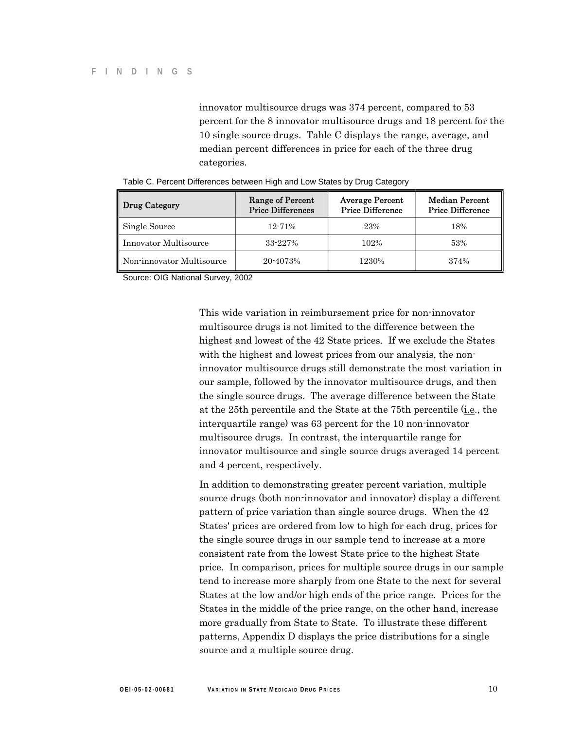innovator multisource drugs was 374 percent, compared to 53 percent for the 8 innovator multisource drugs and 18 percent for the 10 single source drugs. Table C displays the range, average, and median percent differences in price for each of the three drug categories.

Table C. Percent Differences between High and Low States by Drug Category

| Drug Category | Range of Percent Price Differences | Average Percent Price Difference | Median Percent Price Difference |
|---|---|---|---|
| Single Source | 12-71% | 23% | 18% |
| Innovator Multisource | 33-227% | 102% | 53% |
| Non-innovator Multisource | 20-4073% | 1230% | 374% |

Source: OIG National Survey, 2002

This wide variation in reimbursement price for non-innovator multisource drugs is not limited to the difference between the highest and lowest of the 42 State prices. If we exclude the States with the highest and lowest prices from our analysis, the non-innovator multisource drugs still demonstrate the most variation in our sample, followed by the innovator multisource drugs, and then the single source drugs. The average difference between the State at the 25th percentile and the State at the 75th percentile (i.e., the interquartile range) was 63 percent for the 10 non-innovator multisource drugs. In contrast, the interquartile range for innovator multisource and single source drugs averaged 14 percent and 4 percent, respectively.

In addition to demonstrating greater percent variation, multiple source drugs (both non-innovator and innovator) display a different pattern of price variation than single source drugs. When the 42 States' prices are ordered from low to high for each drug, prices for the single source drugs in our sample tend to increase at a more consistent rate from the lowest State price to the highest State price. In comparison, prices for multiple source drugs in our sample tend to increase more sharply from one State to the next for several States at the low and/or high ends of the price range. Prices for the States in the middle of the price range, on the other hand, increase more gradually from State to State. To illustrate these different patterns, Appendix D displays the price distributions for a single source and a multiple source drug.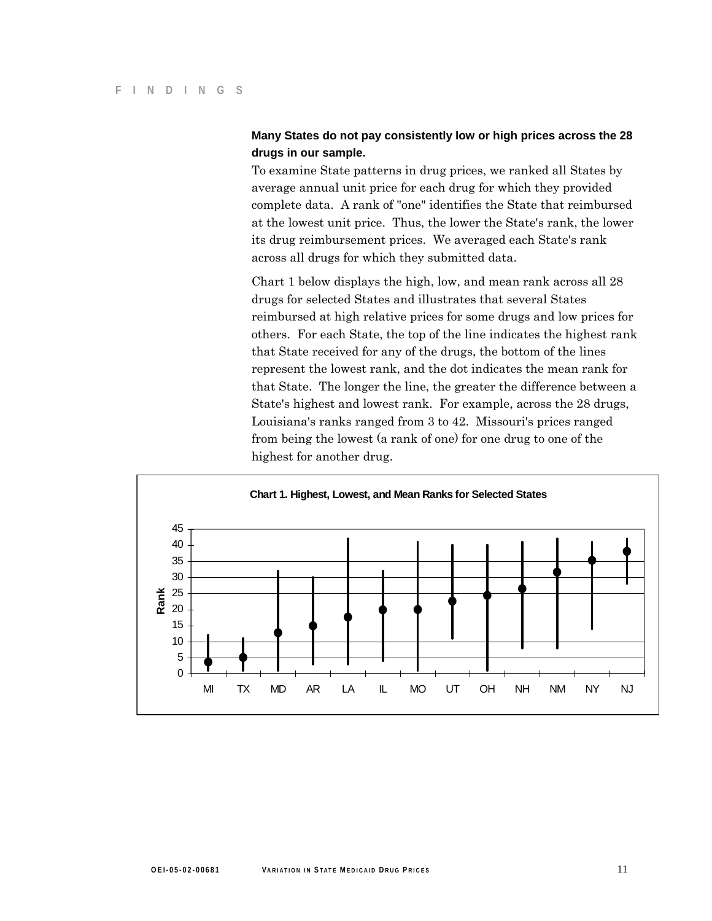**Many States do not pay consistently low or high prices across the 28 drugs in our sample.**

To examine State patterns in drug prices, we ranked all States by average annual unit price for each drug for which they provided complete data. A rank of "one" identifies the State that reimbursed at the lowest unit price. Thus, the lower the State's rank, the lower its drug reimbursement prices. We averaged each State's rank across all drugs for which they submitted data.

Chart 1 below displays the high, low, and mean rank across all 28 drugs for selected States and illustrates that several States reimbursed at high relative prices for some drugs and low prices for others. For each State, the top of the line indicates the highest rank that State received for any of the drugs, the bottom of the lines represent the lowest rank, and the dot indicates the mean rank for that State. The longer the line, the greater the difference between a State's highest and lowest rank. For example, across the 28 drugs, Louisiana's ranks ranged from 3 to 42. Missouri's prices ranged from being the lowest (a rank of one) for one drug to one of the highest for another drug.

**Chart 1. Highest, Lowest, and Mean Ranks for Selected States**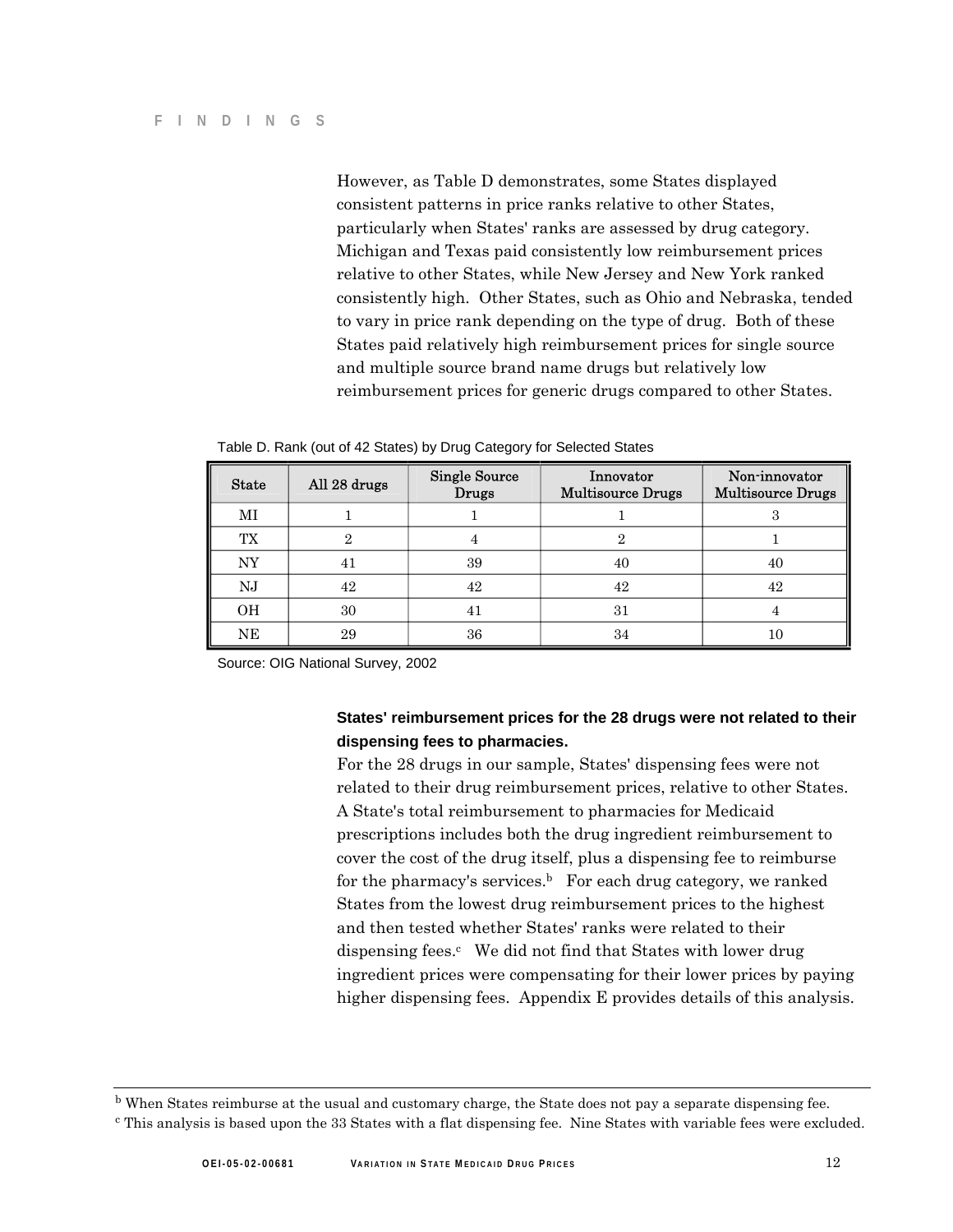However, as Table D demonstrates, some States displayed consistent patterns in price ranks relative to other States, particularly when States' ranks are assessed by drug category. Michigan and Texas paid consistently low reimbursement prices relative to other States, while New Jersey and New York ranked consistently high. Other States, such as Ohio and Nebraska, tended to vary in price rank depending on the type of drug. Both of these States paid relatively high reimbursement prices for single source and multiple source brand name drugs but relatively low reimbursement prices for generic drugs compared to other States.

Table D. Rank (out of 42 States) by Drug Category for Selected States

| State | All 28 drugs | Single Source Drugs | Innovator Multisource Drugs | Non-innovator Multisource Drugs |
|---|---|---|---|---|
| MI | 1 | 1 | 1 | 3 |
| TX | 2 | 4 | 2 | 1 |
| NY | 41 | 39 | 40 | 40 |
| NJ | 42 | 42 | 42 | 42 |
| OH | 30 | 41 | 31 | 4 |
| NE | 29 | 36 | 34 | 10 |

Source: OIG National Survey, 2002

**States' reimbursement prices for the 28 drugs were not related to their dispensing fees to pharmacies.**

For the 28 drugs in our sample, States' dispensing fees were not related to their drug reimbursement prices, relative to other States. A State's total reimbursement to pharmacies for Medicaid prescriptions includes both the drug ingredient reimbursement to cover the cost of the drug itself, plus a dispensing fee to reimburse for the pharmacy's services.[b] For each drug category, we ranked States from the lowest drug reimbursement prices to the highest and then tested whether States' ranks were related to their dispensing fees.[c] We did not find that States with lower drug ingredient prices were compensating for their lower prices by paying higher dispensing fees. Appendix E provides details of this analysis.

[b] When States reimburse at the usual and customary charge, the State does not pay a separate dispensing fee.

[c] This analysis is based upon the 33 States with a flat dispensing fee. Nine States with variable fees were excluded.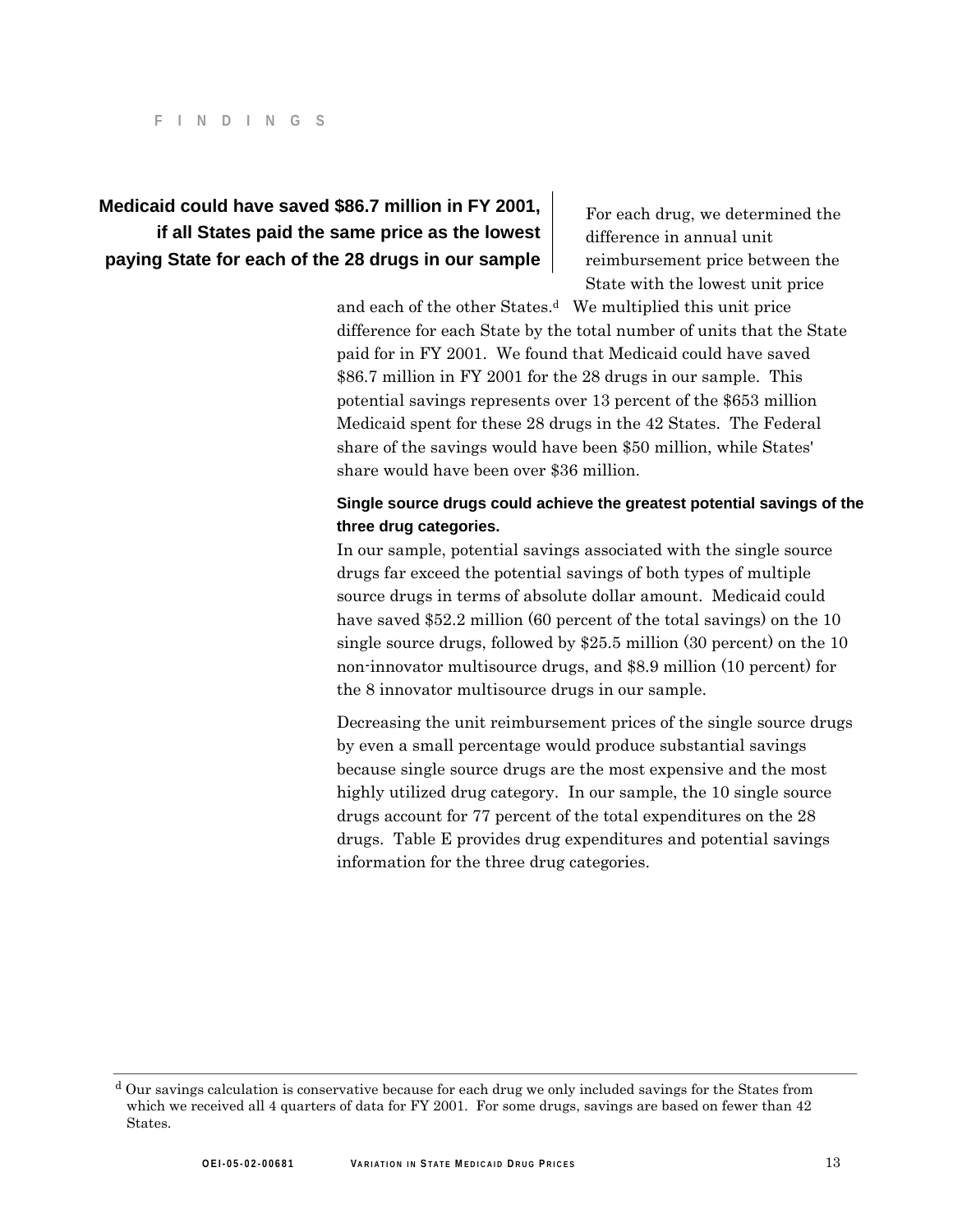## Medicaid could have saved $86.7 million in FY 2001, if all States paid the same price as the lowest paying State for each of the 28 drugs in our sample

For each drug, we determined the difference in annual unit reimbursement price between the State with the lowest unit price and each of the other States.[d] We multiplied this unit price difference for each State by the total number of units that the State paid for in FY 2001. We found that Medicaid could have saved $86.7 million in FY 2001 for the 28 drugs in our sample. This potential savings represents over 13 percent of the $653 million Medicaid spent for these 28 drugs in the 42 States. The Federal share of the savings would have been $50 million, while States' share would have been over $36 million.

### Single source drugs could achieve the greatest potential savings of the three drug categories.

In our sample, potential savings associated with the single source drugs far exceed the potential savings of both types of multiple source drugs in terms of absolute dollar amount. Medicaid could have saved $52.2 million (60 percent of the total savings) on the 10 single source drugs, followed by $25.5 million (30 percent) on the 10 non-innovator multisource drugs, and $8.9 million (10 percent) for the 8 innovator multisource drugs in our sample.

Decreasing the unit reimbursement prices of the single source drugs by even a small percentage would produce substantial savings because single source drugs are the most expensive and the most highly utilized drug category. In our sample, the 10 single source drugs account for 77 percent of the total expenditures on the 28 drugs. Table E provides drug expenditures and potential savings information for the three drug categories.

---

[d] Our savings calculation is conservative because for each drug we only included savings for the States from which we received all 4 quarters of data for FY 2001. For some drugs, savings are based on fewer than 42 States.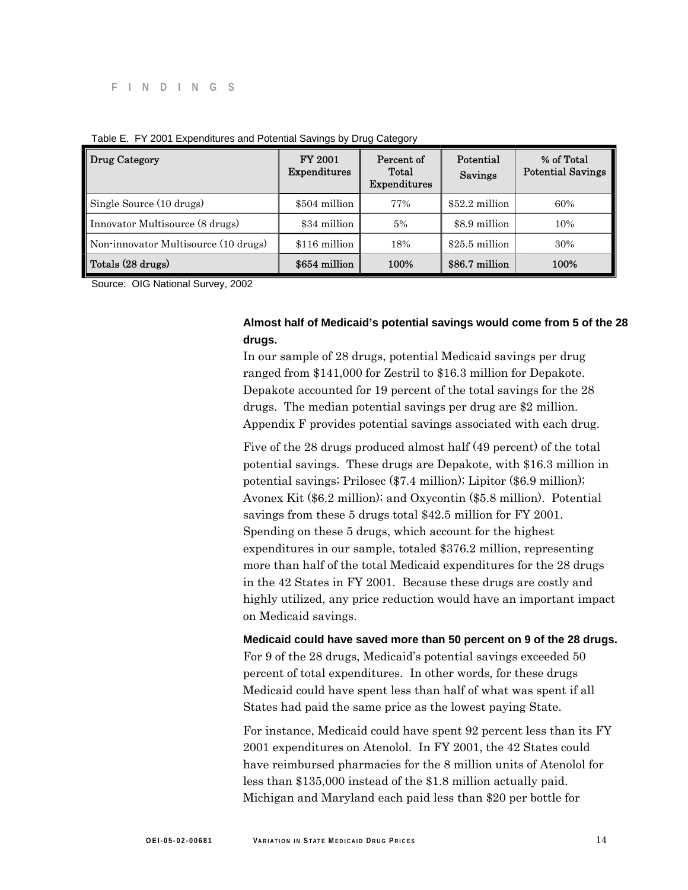Table E. FY 2001 Expenditures and Potential Savings by Drug Category

| Drug Category | FY 2001 Expenditures | Percent of Total Expenditures | Potential Savings | % of Total Potential Savings |
|---|---|---|---|---|
| Single Source (10 drugs) | $504 million | 77% | $52.2 million | 60% |
| Innovator Multisource (8 drugs) | $34 million | 5% | $8.9 million | 10% |
| Non-innovator Multisource (10 drugs) | $116 million | 18% | $25.5 million | 30% |
| **Totals (28 drugs)** | **$654 million** | **100%** | **$86.7 million** | **100%** |

Source: OIG National Survey, 2002

**Almost half of Medicaid's potential savings would come from 5 of the 28 drugs.**

In our sample of 28 drugs, potential Medicaid savings per drug ranged from $141,000 for Zestril to $16.3 million for Depakote. Depakote accounted for 19 percent of the total savings for the 28 drugs. The median potential savings per drug are $2 million. Appendix F provides potential savings associated with each drug.

Five of the 28 drugs produced almost half (49 percent) of the total potential savings. These drugs are Depakote, with $16.3 million in potential savings; Prilosec ($7.4 million); Lipitor ($6.9 million); Avonex Kit ($6.2 million); and Oxycontin ($5.8 million). Potential savings from these 5 drugs total $42.5 million for FY 2001. Spending on these 5 drugs, which account for the highest expenditures in our sample, totaled $376.2 million, representing more than half of the total Medicaid expenditures for the 28 drugs in the 42 States in FY 2001. Because these drugs are costly and highly utilized, any price reduction would have an important impact on Medicaid savings.

**Medicaid could have saved more than 50 percent on 9 of the 28 drugs.**

For 9 of the 28 drugs, Medicaid's potential savings exceeded 50 percent of total expenditures. In other words, for these drugs Medicaid could have spent less than half of what was spent if all States had paid the same price as the lowest paying State.

For instance, Medicaid could have spent 92 percent less than its FY 2001 expenditures on Atenolol. In FY 2001, the 42 States could have reimbursed pharmacies for the 8 million units of Atenolol for less than $135,000 instead of the $1.8 million actually paid. Michigan and Maryland each paid less than $20 per bottle for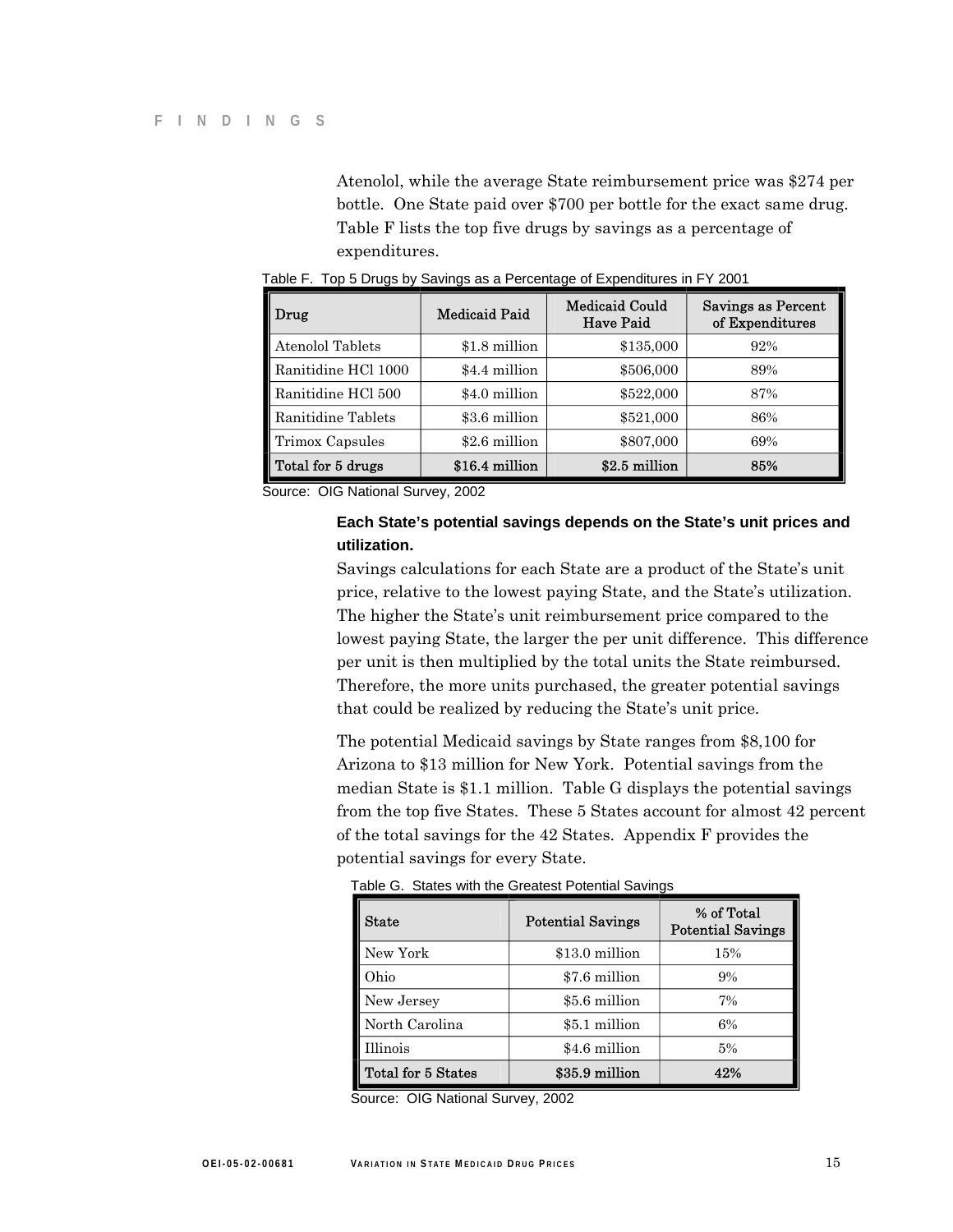Atenolol, while the average State reimbursement price was $274 per bottle. One State paid over $700 per bottle for the exact same drug. Table F lists the top five drugs by savings as a percentage of expenditures.

Table F. Top 5 Drugs by Savings as a Percentage of Expenditures in FY 2001

| Drug | Medicaid Paid | Medicaid Could Have Paid | Savings as Percent of Expenditures |
|---|---|---|---|
| Atenolol Tablets | $1.8 million | $135,000 | 92% |
| Ranitidine HCl 1000 | $4.4 million | $506,000 | 89% |
| Ranitidine HCl 500 | $4.0 million | $522,000 | 87% |
| Ranitidine Tablets | $3.6 million | $521,000 | 86% |
| Trimox Capsules | $2.6 million | $807,000 | 69% |
| **Total for 5 drugs** | **$16.4 million** | **$2.5 million** | **85%** |

Source: OIG National Survey, 2002

**Each State's potential savings depends on the State's unit prices and utilization.**

Savings calculations for each State are a product of the State's unit price, relative to the lowest paying State, and the State's utilization. The higher the State's unit reimbursement price compared to the lowest paying State, the larger the per unit difference. This difference per unit is then multiplied by the total units the State reimbursed. Therefore, the more units purchased, the greater potential savings that could be realized by reducing the State's unit price.

The potential Medicaid savings by State ranges from $8,100 for Arizona to $13 million for New York. Potential savings from the median State is $1.1 million. Table G displays the potential savings from the top five States. These 5 States account for almost 42 percent of the total savings for the 42 States. Appendix F provides the potential savings for every State.

Table G. States with the Greatest Potential Savings

| State | Potential Savings | % of Total Potential Savings |
|---|---|---|
| New York | $13.0 million | 15% |
| Ohio | $7.6 million | 9% |
| New Jersey | $5.6 million | 7% |
| North Carolina | $5.1 million | 6% |
| Illinois | $4.6 million | 5% |
| **Total for 5 States** | **$35.9 million** | **42%** |

Source: OIG National Survey, 2002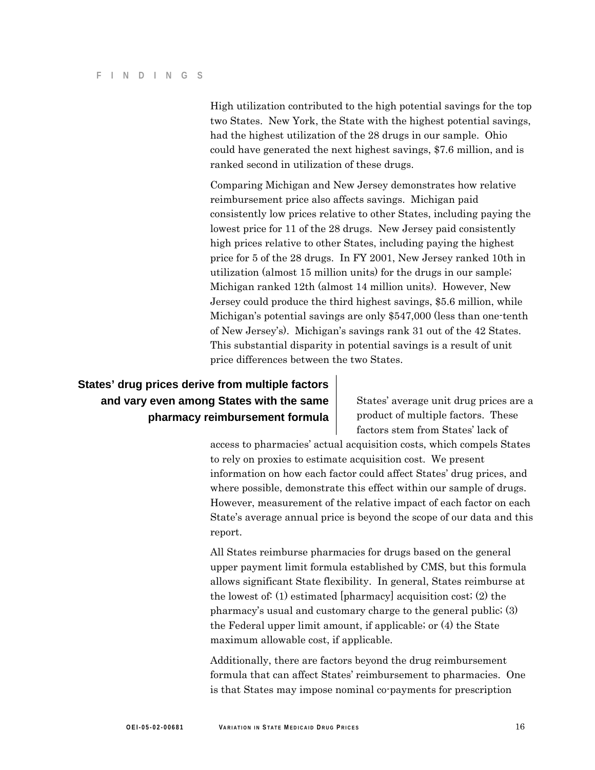High utilization contributed to the high potential savings for the top two States. New York, the State with the highest potential savings, had the highest utilization of the 28 drugs in our sample. Ohio could have generated the next highest savings, $7.6 million, and is ranked second in utilization of these drugs.

Comparing Michigan and New Jersey demonstrates how relative reimbursement price also affects savings. Michigan paid consistently low prices relative to other States, including paying the lowest price for 11 of the 28 drugs. New Jersey paid consistently high prices relative to other States, including paying the highest price for 5 of the 28 drugs. In FY 2001, New Jersey ranked 10th in utilization (almost 15 million units) for the drugs in our sample; Michigan ranked 12th (almost 14 million units). However, New Jersey could produce the third highest savings, $5.6 million, while Michigan's potential savings are only $547,000 (less than one-tenth of New Jersey's). Michigan's savings rank 31 out of the 42 States. This substantial disparity in potential savings is a result of unit price differences between the two States.

## States' drug prices derive from multiple factors and vary even among States with the same pharmacy reimbursement formula

States' average unit drug prices are a product of multiple factors. These factors stem from States' lack of access to pharmacies' actual acquisition costs, which compels States to rely on proxies to estimate acquisition cost. We present information on how each factor could affect States' drug prices, and where possible, demonstrate this effect within our sample of drugs. However, measurement of the relative impact of each factor on each State's average annual price is beyond the scope of our data and this report.

All States reimburse pharmacies for drugs based on the general upper payment limit formula established by CMS, but this formula allows significant State flexibility. In general, States reimburse at the lowest of: (1) estimated [pharmacy] acquisition cost; (2) the pharmacy's usual and customary charge to the general public; (3) the Federal upper limit amount, if applicable; or (4) the State maximum allowable cost, if applicable.

Additionally, there are factors beyond the drug reimbursement formula that can affect States' reimbursement to pharmacies. One is that States may impose nominal co-payments for prescription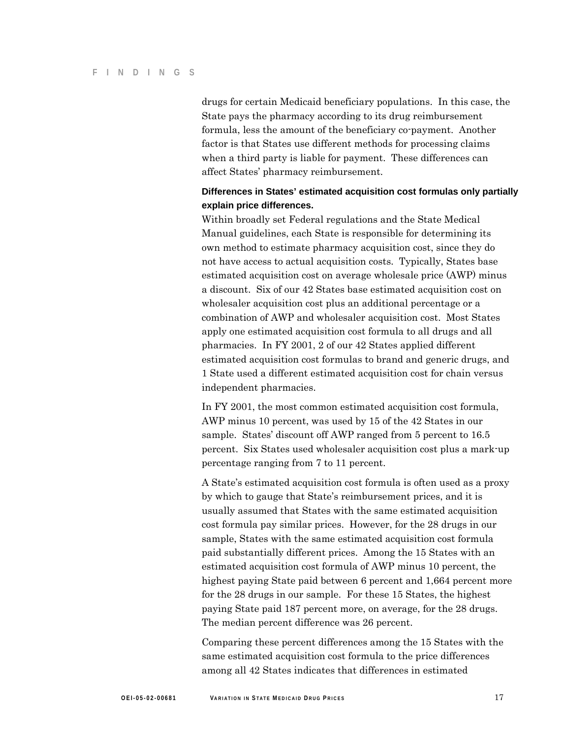drugs for certain Medicaid beneficiary populations. In this case, the State pays the pharmacy according to its drug reimbursement formula, less the amount of the beneficiary co-payment. Another factor is that States use different methods for processing claims when a third party is liable for payment. These differences can affect States' pharmacy reimbursement.

**Differences in States' estimated acquisition cost formulas only partially explain price differences.**

Within broadly set Federal regulations and the State Medical Manual guidelines, each State is responsible for determining its own method to estimate pharmacy acquisition cost, since they do not have access to actual acquisition costs. Typically, States base estimated acquisition cost on average wholesale price (AWP) minus a discount. Six of our 42 States base estimated acquisition cost on wholesaler acquisition cost plus an additional percentage or a combination of AWP and wholesaler acquisition cost. Most States apply one estimated acquisition cost formula to all drugs and all pharmacies. In FY 2001, 2 of our 42 States applied different estimated acquisition cost formulas to brand and generic drugs, and 1 State used a different estimated acquisition cost for chain versus independent pharmacies.

In FY 2001, the most common estimated acquisition cost formula, AWP minus 10 percent, was used by 15 of the 42 States in our sample. States' discount off AWP ranged from 5 percent to 16.5 percent. Six States used wholesaler acquisition cost plus a mark-up percentage ranging from 7 to 11 percent.

A State's estimated acquisition cost formula is often used as a proxy by which to gauge that State's reimbursement prices, and it is usually assumed that States with the same estimated acquisition cost formula pay similar prices. However, for the 28 drugs in our sample, States with the same estimated acquisition cost formula paid substantially different prices. Among the 15 States with an estimated acquisition cost formula of AWP minus 10 percent, the highest paying State paid between 6 percent and 1,664 percent more for the 28 drugs in our sample. For these 15 States, the highest paying State paid 187 percent more, on average, for the 28 drugs. The median percent difference was 26 percent.

Comparing these percent differences among the 15 States with the same estimated acquisition cost formula to the price differences among all 42 States indicates that differences in estimated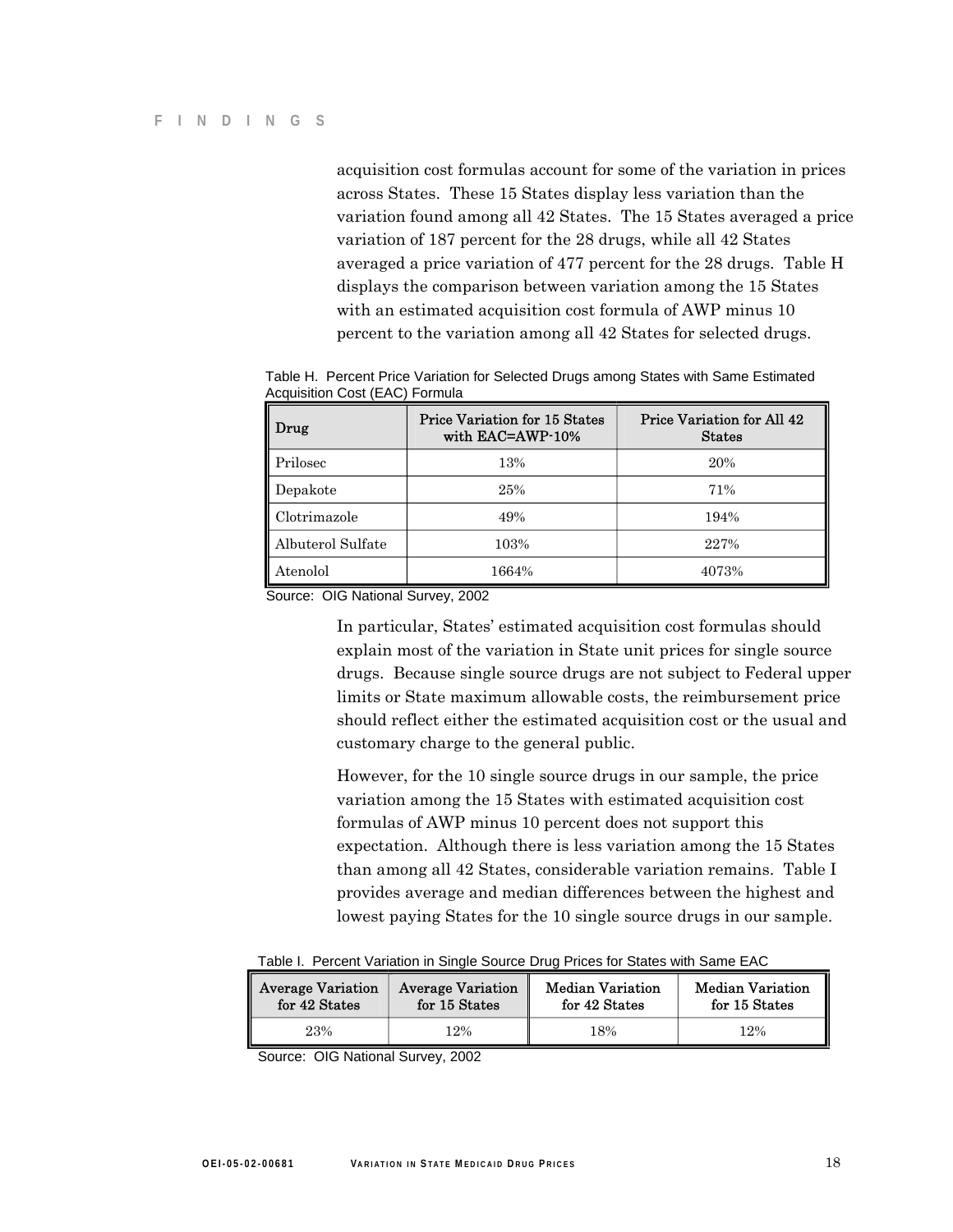acquisition cost formulas account for some of the variation in prices across States. These 15 States display less variation than the variation found among all 42 States. The 15 States averaged a price variation of 187 percent for the 28 drugs, while all 42 States averaged a price variation of 477 percent for the 28 drugs. Table H displays the comparison between variation among the 15 States with an estimated acquisition cost formula of AWP minus 10 percent to the variation among all 42 States for selected drugs.

Table H. Percent Price Variation for Selected Drugs among States with Same Estimated Acquisition Cost (EAC) Formula

| Drug | Price Variation for 15 States with EAC=AWP-10% | Price Variation for All 42 States |
|---|---|---|
| Prilosec | 13% | 20% |
| Depakote | 25% | 71% |
| Clotrimazole | 49% | 194% |
| Albuterol Sulfate | 103% | 227% |
| Atenolol | 1664% | 4073% |

Source: OIG National Survey, 2002

In particular, States' estimated acquisition cost formulas should explain most of the variation in State unit prices for single source drugs. Because single source drugs are not subject to Federal upper limits or State maximum allowable costs, the reimbursement price should reflect either the estimated acquisition cost or the usual and customary charge to the general public.

However, for the 10 single source drugs in our sample, the price variation among the 15 States with estimated acquisition cost formulas of AWP minus 10 percent does not support this expectation. Although there is less variation among the 15 States than among all 42 States, considerable variation remains. Table I provides average and median differences between the highest and lowest paying States for the 10 single source drugs in our sample.

Table I. Percent Variation in Single Source Drug Prices for States with Same EAC

| Average Variation for 42 States | Average Variation for 15 States | Median Variation for 42 States | Median Variation for 15 States |
|---|---|---|---|
| 23% | 12% | 18% | 12% |

Source: OIG National Survey, 2002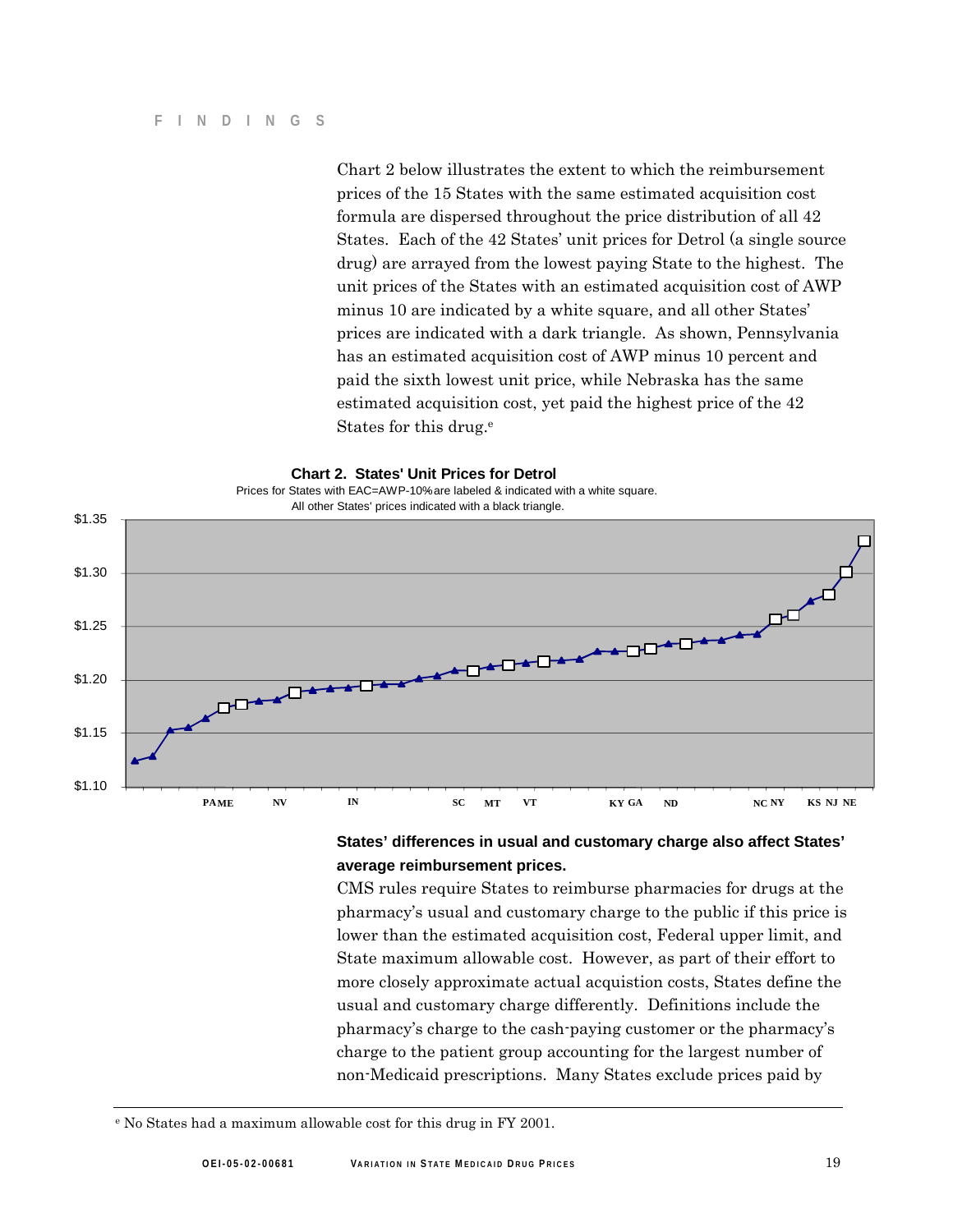Chart 2 below illustrates the extent to which the reimbursement prices of the 15 States with the same estimated acquisition cost formula are dispersed throughout the price distribution of all 42 States. Each of the 42 States' unit prices for Detrol (a single source drug) are arrayed from the lowest paying State to the highest. The unit prices of the States with an estimated acquisition cost of AWP minus 10 are indicated by a white square, and all other States' prices are indicated with a dark triangle. As shown, Pennsylvania has an estimated acquisition cost of AWP minus 10 percent and paid the sixth lowest unit price, while Nebraska has the same estimated acquisition cost, yet paid the highest price of the 42 States for this drug.[e]

**Chart 2. States' Unit Prices for Detrol**

Prices for States with EAC=AWP-10% are labeled & indicated with a white square.
All other States' prices indicated with a black triangle.

$1.35
$1.30
$1.25
$1.20
$1.15
$1.10

PA ME NV IN SC MT VT KY GA ND NC NY KS NJ NE

**States' differences in usual and customary charge also affect States' average reimbursement prices.**

CMS rules require States to reimburse pharmacies for drugs at the pharmacy's usual and customary charge to the public if this price is lower than the estimated acquisition cost, Federal upper limit, and State maximum allowable cost. However, as part of their effort to more closely approximate actual acquistion costs, States define the usual and customary charge differently. Definitions include the pharmacy's charge to the cash-paying customer or the pharmacy's charge to the patient group accounting for the largest number of non-Medicaid prescriptions. Many States exclude prices paid by

[e] No States had a maximum allowable cost for this drug in FY 2001.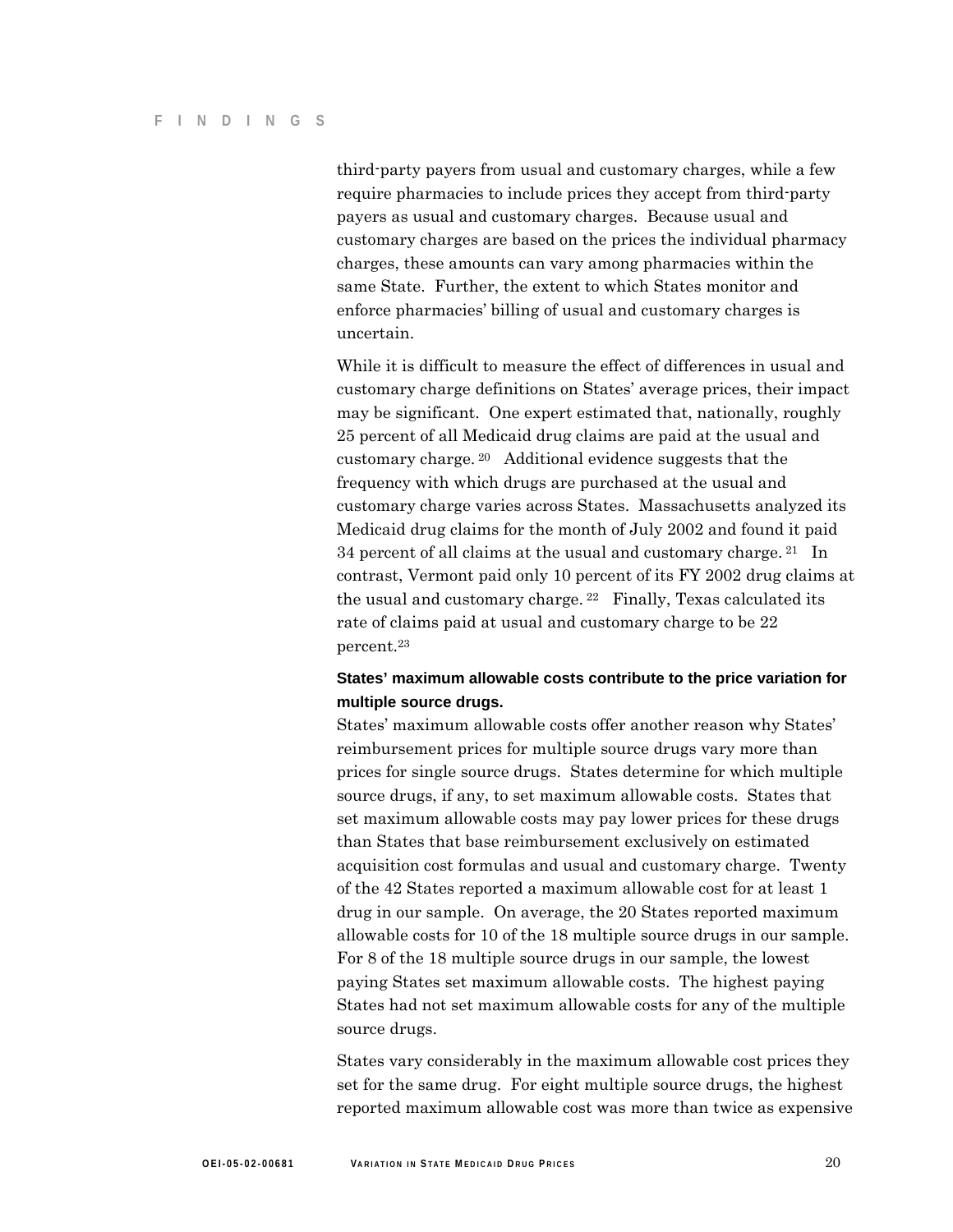third-party payers from usual and customary charges, while a few require pharmacies to include prices they accept from third-party payers as usual and customary charges. Because usual and customary charges are based on the prices the individual pharmacy charges, these amounts can vary among pharmacies within the same State. Further, the extent to which States monitor and enforce pharmacies' billing of usual and customary charges is uncertain.

While it is difficult to measure the effect of differences in usual and customary charge definitions on States' average prices, their impact may be significant. One expert estimated that, nationally, roughly 25 percent of all Medicaid drug claims are paid at the usual and customary charge.[20] Additional evidence suggests that the frequency with which drugs are purchased at the usual and customary charge varies across States. Massachusetts analyzed its Medicaid drug claims for the month of July 2002 and found it paid 34 percent of all claims at the usual and customary charge.[21] In contrast, Vermont paid only 10 percent of its FY 2002 drug claims at the usual and customary charge.[22] Finally, Texas calculated its rate of claims paid at usual and customary charge to be 22 percent.[23]

### States' maximum allowable costs contribute to the price variation for multiple source drugs.

States' maximum allowable costs offer another reason why States' reimbursement prices for multiple source drugs vary more than prices for single source drugs. States determine for which multiple source drugs, if any, to set maximum allowable costs. States that set maximum allowable costs may pay lower prices for these drugs than States that base reimbursement exclusively on estimated acquisition cost formulas and usual and customary charge. Twenty of the 42 States reported a maximum allowable cost for at least 1 drug in our sample. On average, the 20 States reported maximum allowable costs for 10 of the 18 multiple source drugs in our sample. For 8 of the 18 multiple source drugs in our sample, the lowest paying States set maximum allowable costs. The highest paying States had not set maximum allowable costs for any of the multiple source drugs.

States vary considerably in the maximum allowable cost prices they set for the same drug. For eight multiple source drugs, the highest reported maximum allowable cost was more than twice as expensive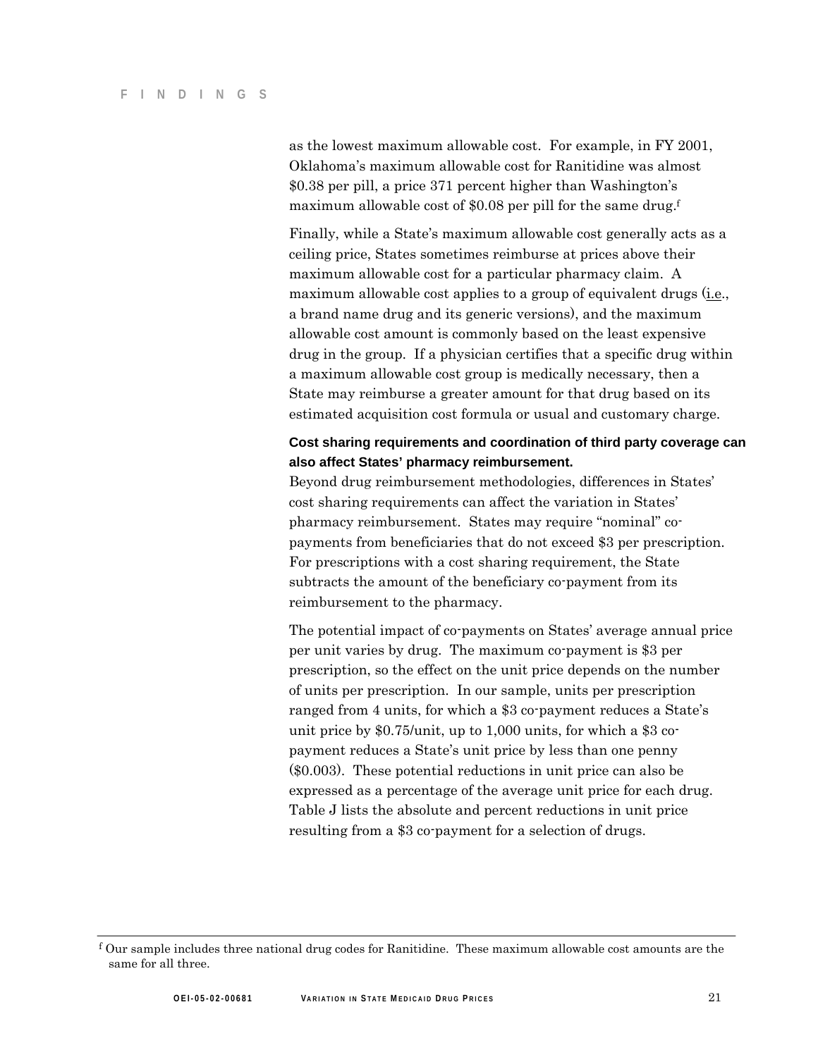as the lowest maximum allowable cost. For example, in FY 2001, Oklahoma's maximum allowable cost for Ranitidine was almost $0.38 per pill, a price 371 percent higher than Washington's maximum allowable cost of $0.08 per pill for the same drug.[f]

Finally, while a State's maximum allowable cost generally acts as a ceiling price, States sometimes reimburse at prices above their maximum allowable cost for a particular pharmacy claim. A maximum allowable cost applies to a group of equivalent drugs (i.e., a brand name drug and its generic versions), and the maximum allowable cost amount is commonly based on the least expensive drug in the group. If a physician certifies that a specific drug within a maximum allowable cost group is medically necessary, then a State may reimburse a greater amount for that drug based on its estimated acquisition cost formula or usual and customary charge.

**Cost sharing requirements and coordination of third party coverage can also affect States' pharmacy reimbursement.**

Beyond drug reimbursement methodologies, differences in States' cost sharing requirements can affect the variation in States' pharmacy reimbursement. States may require "nominal" co-payments from beneficiaries that do not exceed $3 per prescription. For prescriptions with a cost sharing requirement, the State subtracts the amount of the beneficiary co-payment from its reimbursement to the pharmacy.

The potential impact of co-payments on States' average annual price per unit varies by drug. The maximum co-payment is $3 per prescription, so the effect on the unit price depends on the number of units per prescription. In our sample, units per prescription ranged from 4 units, for which a $3 co-payment reduces a State's unit price by $0.75/unit, up to 1,000 units, for which a $3 co-payment reduces a State's unit price by less than one penny ($0.003). These potential reductions in unit price can also be expressed as a percentage of the average unit price for each drug. Table J lists the absolute and percent reductions in unit price resulting from a $3 co-payment for a selection of drugs.

---

[f] Our sample includes three national drug codes for Ranitidine. These maximum allowable cost amounts are the same for all three.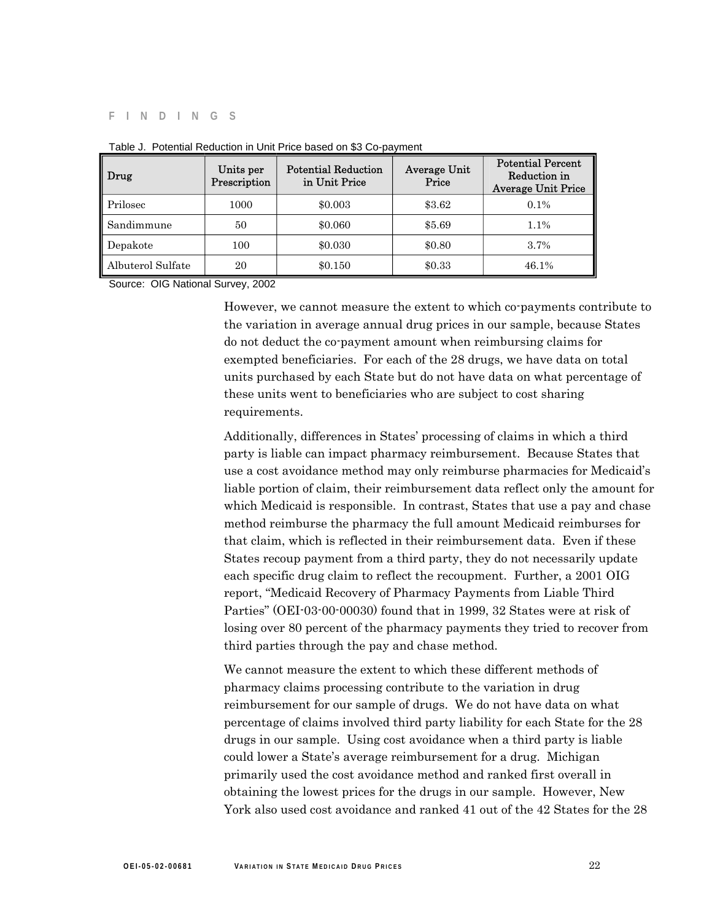Table J. Potential Reduction in Unit Price based on $3 Co-payment

| Drug | Units per Prescription | Potential Reduction in Unit Price | Average Unit Price | Potential Percent Reduction in Average Unit Price |
|---|---|---|---|---|
| Prilosec | 1000 | $0.003 | $3.62 | 0.1% |
| Sandimmune | 50 | $0.060 | $5.69 | 1.1% |
| Depakote | 100 | $0.030 | $0.80 | 3.7% |
| Albuterol Sulfate | 20 | $0.150 | $0.33 | 46.1% |

Source: OIG National Survey, 2002

However, we cannot measure the extent to which co-payments contribute to the variation in average annual drug prices in our sample, because States do not deduct the co-payment amount when reimbursing claims for exempted beneficiaries. For each of the 28 drugs, we have data on total units purchased by each State but do not have data on what percentage of these units went to beneficiaries who are subject to cost sharing requirements.

Additionally, differences in States' processing of claims in which a third party is liable can impact pharmacy reimbursement. Because States that use a cost avoidance method may only reimburse pharmacies for Medicaid's liable portion of claim, their reimbursement data reflect only the amount for which Medicaid is responsible. In contrast, States that use a pay and chase method reimburse the pharmacy the full amount Medicaid reimburses for that claim, which is reflected in their reimbursement data. Even if these States recoup payment from a third party, they do not necessarily update each specific drug claim to reflect the recoupment. Further, a 2001 OIG report, "Medicaid Recovery of Pharmacy Payments from Liable Third Parties" (OEI-03-00-00030) found that in 1999, 32 States were at risk of losing over 80 percent of the pharmacy payments they tried to recover from third parties through the pay and chase method.

We cannot measure the extent to which these different methods of pharmacy claims processing contribute to the variation in drug reimbursement for our sample of drugs. We do not have data on what percentage of claims involved third party liability for each State for the 28 drugs in our sample. Using cost avoidance when a third party is liable could lower a State's average reimbursement for a drug. Michigan primarily used the cost avoidance method and ranked first overall in obtaining the lowest prices for the drugs in our sample. However, New York also used cost avoidance and ranked 41 out of the 42 States for the 28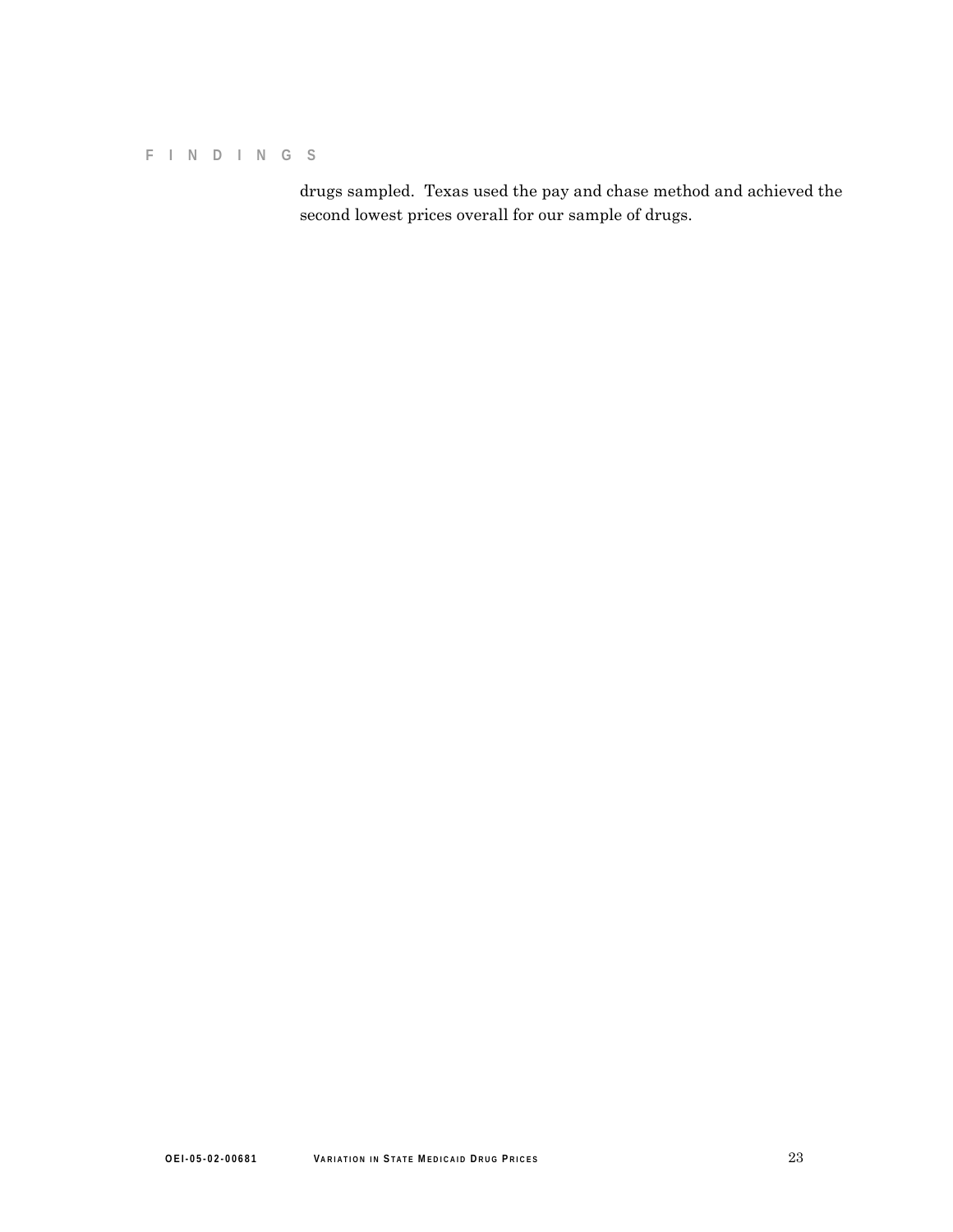drugs sampled. Texas used the pay and chase method and achieved the second lowest prices overall for our sample of drugs.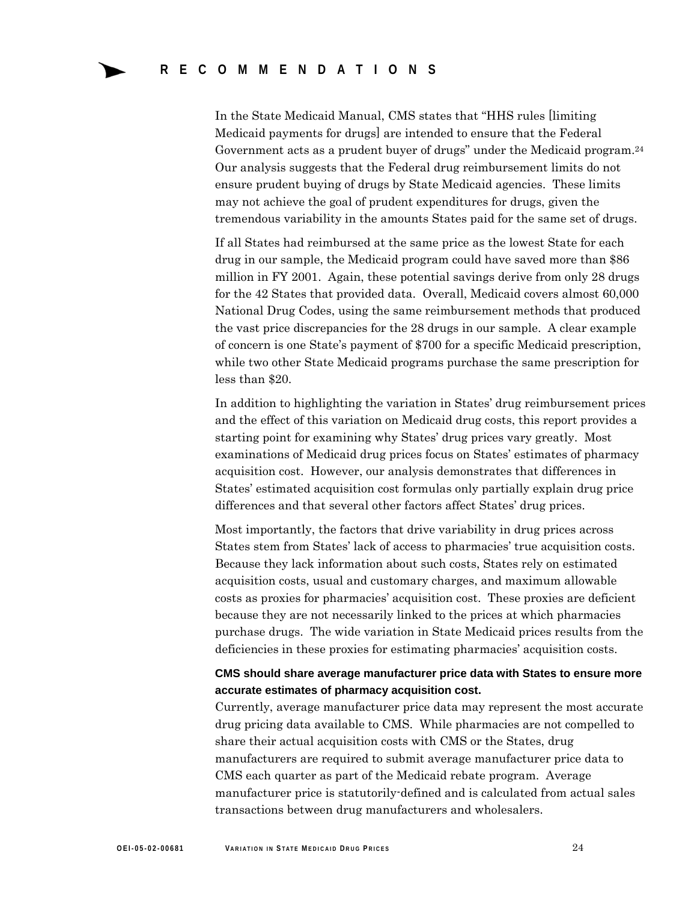# RECOMMENDATIONS

In the State Medicaid Manual, CMS states that "HHS rules [limiting Medicaid payments for drugs] are intended to ensure that the Federal Government acts as a prudent buyer of drugs" under the Medicaid program.[24] Our analysis suggests that the Federal drug reimbursement limits do not ensure prudent buying of drugs by State Medicaid agencies. These limits may not achieve the goal of prudent expenditures for drugs, given the tremendous variability in the amounts States paid for the same set of drugs.

If all States had reimbursed at the same price as the lowest State for each drug in our sample, the Medicaid program could have saved more than $86 million in FY 2001. Again, these potential savings derive from only 28 drugs for the 42 States that provided data. Overall, Medicaid covers almost 60,000 National Drug Codes, using the same reimbursement methods that produced the vast price discrepancies for the 28 drugs in our sample. A clear example of concern is one State's payment of $700 for a specific Medicaid prescription, while two other State Medicaid programs purchase the same prescription for less than $20.

In addition to highlighting the variation in States' drug reimbursement prices and the effect of this variation on Medicaid drug costs, this report provides a starting point for examining why States' drug prices vary greatly. Most examinations of Medicaid drug prices focus on States' estimates of pharmacy acquisition cost. However, our analysis demonstrates that differences in States' estimated acquisition cost formulas only partially explain drug price differences and that several other factors affect States' drug prices.

Most importantly, the factors that drive variability in drug prices across States stem from States' lack of access to pharmacies' true acquisition costs. Because they lack information about such costs, States rely on estimated acquisition costs, usual and customary charges, and maximum allowable costs as proxies for pharmacies' acquisition cost. These proxies are deficient because they are not necessarily linked to the prices at which pharmacies purchase drugs. The wide variation in State Medicaid prices results from the deficiencies in these proxies for estimating pharmacies' acquisition costs.

**CMS should share average manufacturer price data with States to ensure more accurate estimates of pharmacy acquisition cost.**

Currently, average manufacturer price data may represent the most accurate drug pricing data available to CMS. While pharmacies are not compelled to share their actual acquisition costs with CMS or the States, drug manufacturers are required to submit average manufacturer price data to CMS each quarter as part of the Medicaid rebate program. Average manufacturer price is statutorily-defined and is calculated from actual sales transactions between drug manufacturers and wholesalers.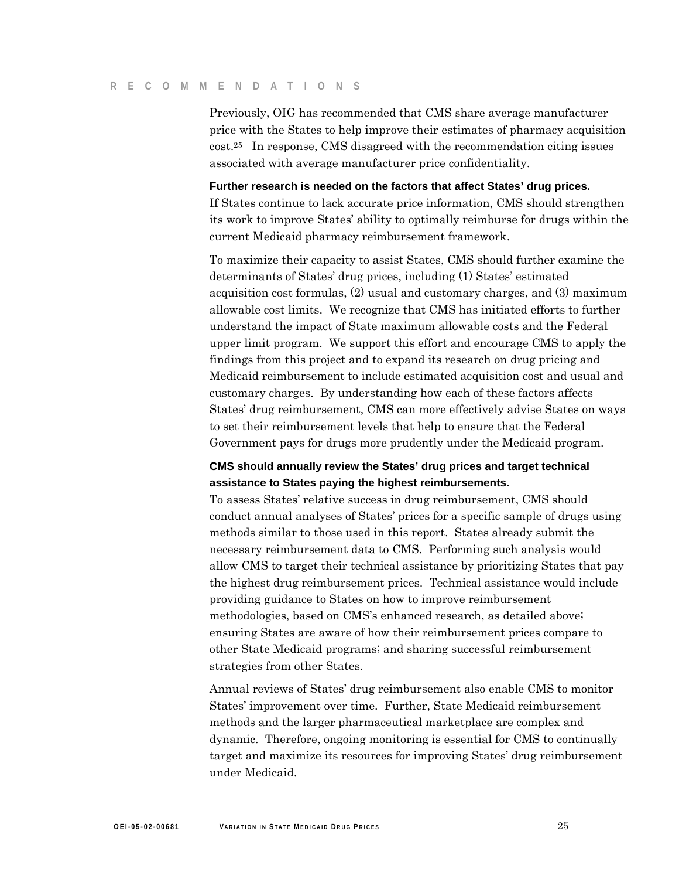Previously, OIG has recommended that CMS share average manufacturer price with the States to help improve their estimates of pharmacy acquisition cost.[25] In response, CMS disagreed with the recommendation citing issues associated with average manufacturer price confidentiality.

**Further research is needed on the factors that affect States' drug prices.**

If States continue to lack accurate price information, CMS should strengthen its work to improve States' ability to optimally reimburse for drugs within the current Medicaid pharmacy reimbursement framework.

To maximize their capacity to assist States, CMS should further examine the determinants of States' drug prices, including (1) States' estimated acquisition cost formulas, (2) usual and customary charges, and (3) maximum allowable cost limits. We recognize that CMS has initiated efforts to further understand the impact of State maximum allowable costs and the Federal upper limit program. We support this effort and encourage CMS to apply the findings from this project and to expand its research on drug pricing and Medicaid reimbursement to include estimated acquisition cost and usual and customary charges. By understanding how each of these factors affects States' drug reimbursement, CMS can more effectively advise States on ways to set their reimbursement levels that help to ensure that the Federal Government pays for drugs more prudently under the Medicaid program.

**CMS should annually review the States' drug prices and target technical assistance to States paying the highest reimbursements.**

To assess States' relative success in drug reimbursement, CMS should conduct annual analyses of States' prices for a specific sample of drugs using methods similar to those used in this report. States already submit the necessary reimbursement data to CMS. Performing such analysis would allow CMS to target their technical assistance by prioritizing States that pay the highest drug reimbursement prices. Technical assistance would include providing guidance to States on how to improve reimbursement methodologies, based on CMS's enhanced research, as detailed above; ensuring States are aware of how their reimbursement prices compare to other State Medicaid programs; and sharing successful reimbursement strategies from other States.

Annual reviews of States' drug reimbursement also enable CMS to monitor States' improvement over time. Further, State Medicaid reimbursement methods and the larger pharmaceutical marketplace are complex and dynamic. Therefore, ongoing monitoring is essential for CMS to continually target and maximize its resources for improving States' drug reimbursement under Medicaid.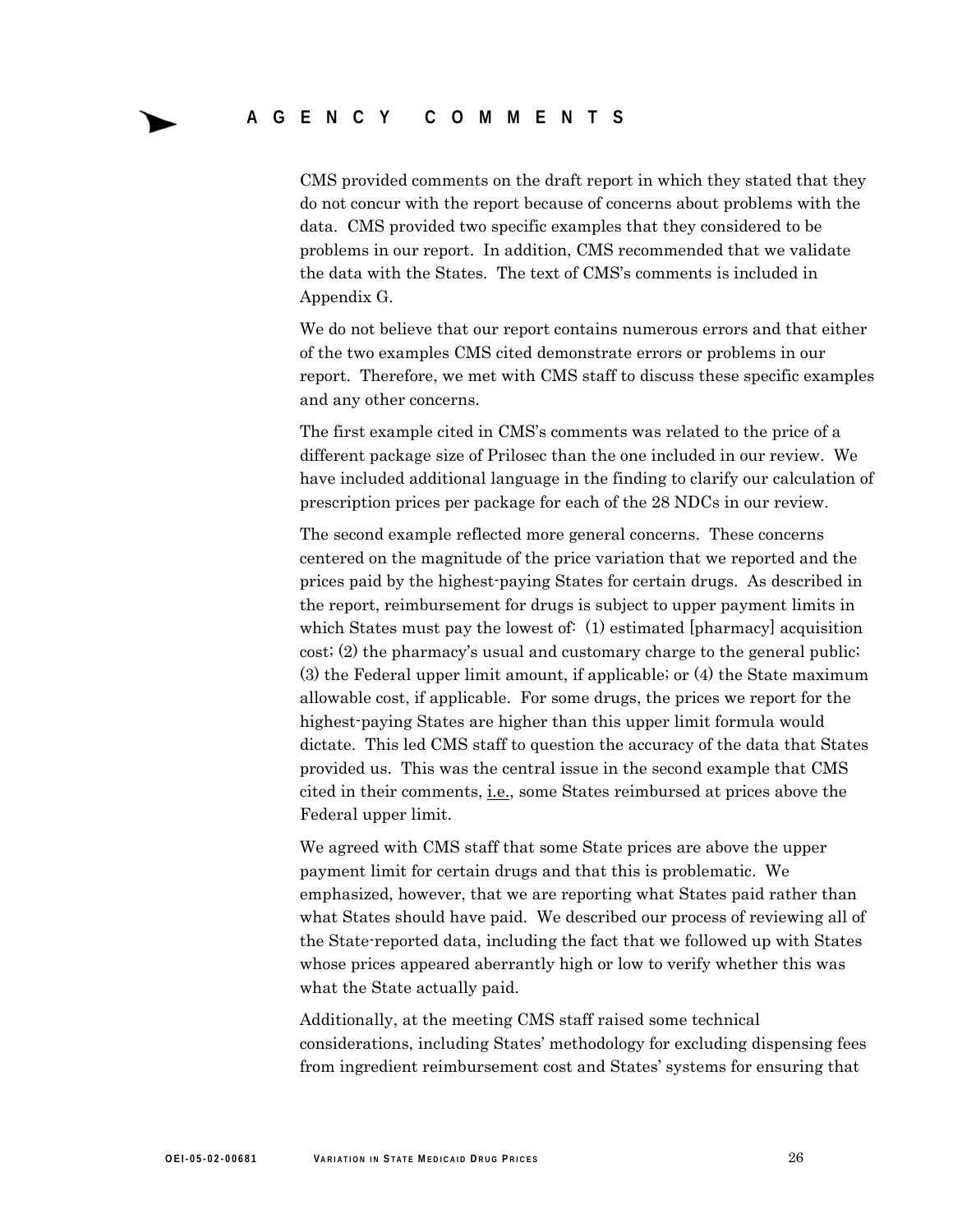# AGENCY COMMENTS

CMS provided comments on the draft report in which they stated that they do not concur with the report because of concerns about problems with the data. CMS provided two specific examples that they considered to be problems in our report. In addition, CMS recommended that we validate the data with the States. The text of CMS's comments is included in Appendix G.

We do not believe that our report contains numerous errors and that either of the two examples CMS cited demonstrate errors or problems in our report. Therefore, we met with CMS staff to discuss these specific examples and any other concerns.

The first example cited in CMS's comments was related to the price of a different package size of Prilosec than the one included in our review. We have included additional language in the finding to clarify our calculation of prescription prices per package for each of the 28 NDCs in our review.

The second example reflected more general concerns. These concerns centered on the magnitude of the price variation that we reported and the prices paid by the highest-paying States for certain drugs. As described in the report, reimbursement for drugs is subject to upper payment limits in which States must pay the lowest of: (1) estimated [pharmacy] acquisition cost; (2) the pharmacy's usual and customary charge to the general public; (3) the Federal upper limit amount, if applicable; or (4) the State maximum allowable cost, if applicable. For some drugs, the prices we report for the highest-paying States are higher than this upper limit formula would dictate. This led CMS staff to question the accuracy of the data that States provided us. This was the central issue in the second example that CMS cited in their comments, i.e., some States reimbursed at prices above the Federal upper limit.

We agreed with CMS staff that some State prices are above the upper payment limit for certain drugs and that this is problematic. We emphasized, however, that we are reporting what States paid rather than what States should have paid. We described our process of reviewing all of the State-reported data, including the fact that we followed up with States whose prices appeared aberrantly high or low to verify whether this was what the State actually paid.

Additionally, at the meeting CMS staff raised some technical considerations, including States' methodology for excluding dispensing fees from ingredient reimbursement cost and States' systems for ensuring that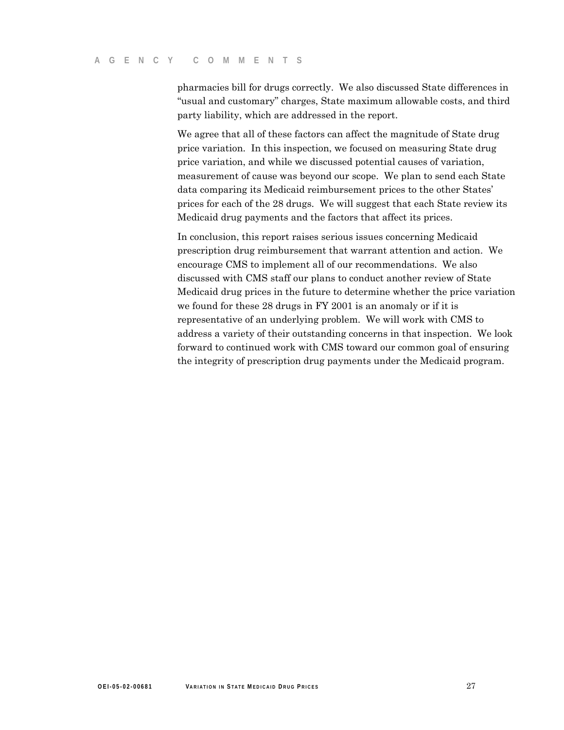pharmacies bill for drugs correctly. We also discussed State differences in "usual and customary" charges, State maximum allowable costs, and third party liability, which are addressed in the report.

We agree that all of these factors can affect the magnitude of State drug price variation. In this inspection, we focused on measuring State drug price variation, and while we discussed potential causes of variation, measurement of cause was beyond our scope. We plan to send each State data comparing its Medicaid reimbursement prices to the other States' prices for each of the 28 drugs. We will suggest that each State review its Medicaid drug payments and the factors that affect its prices.

In conclusion, this report raises serious issues concerning Medicaid prescription drug reimbursement that warrant attention and action. We encourage CMS to implement all of our recommendations. We also discussed with CMS staff our plans to conduct another review of State Medicaid drug prices in the future to determine whether the price variation we found for these 28 drugs in FY 2001 is an anomaly or if it is representative of an underlying problem. We will work with CMS to address a variety of their outstanding concerns in that inspection. We look forward to continued work with CMS toward our common goal of ensuring the integrity of prescription drug payments under the Medicaid program.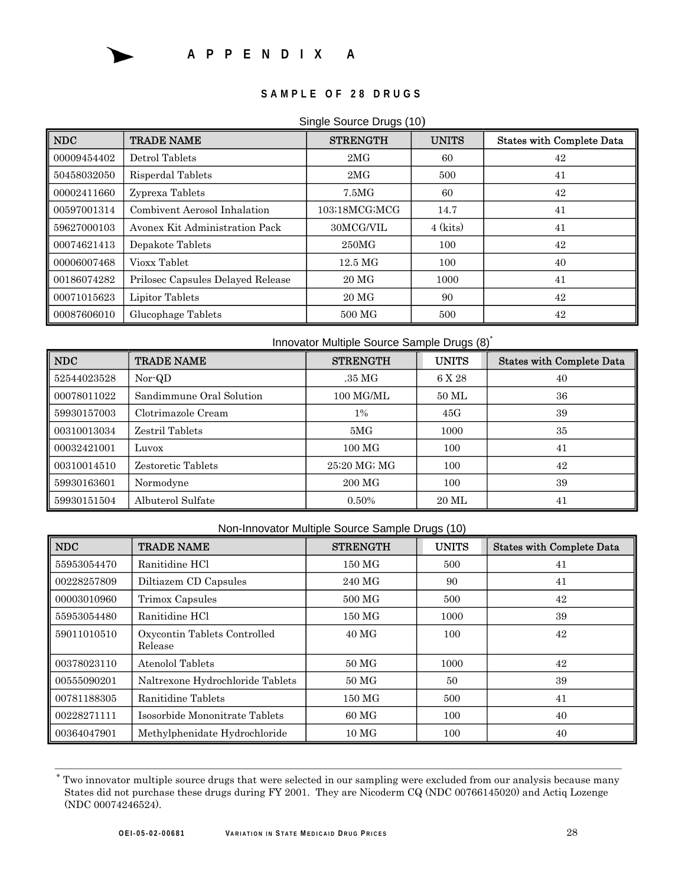# APPENDIX A

### SAMPLE OF 28 DRUGS

Single Source Drugs (10)

| NDC | TRADE NAME | STRENGTH | UNITS | States with Complete Data |
|---|---|---|---|---|
| 00009454402 | Detrol Tablets | 2MG | 60 | 42 |
| 50458032050 | Risperdal Tablets | 2MG | 500 | 41 |
| 00002411660 | Zyprexa Tablets | 7.5MG | 60 | 42 |
| 00597001314 | Combivent Aerosol Inhalation | 103;18MCG;MCG | 14.7 | 41 |
| 59627000103 | Avonex Kit Administration Pack | 30MCG/VIL | 4 (kits) | 41 |
| 00074621413 | Depakote Tablets | 250MG | 100 | 42 |
| 00006007468 | Vioxx Tablet | 12.5 MG | 100 | 40 |
| 00186074282 | Prilosec Capsules Delayed Release | 20 MG | 1000 | 41 |
| 00071015623 | Lipitor Tablets | 20 MG | 90 | 42 |
| 00087606010 | Glucophage Tablets | 500 MG | 500 | 42 |

Innovator Multiple Source Sample Drugs (8)*

| NDC | TRADE NAME | STRENGTH | UNITS | States with Complete Data |
|---|---|---|---|---|
| 52544023528 | Nor-QD | .35 MG | 6 X 28 | 40 |
| 00078011022 | Sandimmune Oral Solution | 100 MG/ML | 50 ML | 36 |
| 59930157003 | Clotrimazole Cream | 1% | 45G | 39 |
| 00310013034 | Zestril Tablets | 5MG | 1000 | 35 |
| 00032421001 | Luvox | 100 MG | 100 | 41 |
| 00310014510 | Zestoretic Tablets | 25;20 MG; MG | 100 | 42 |
| 59930163601 | Normodyne | 200 MG | 100 | 39 |
| 59930151504 | Albuterol Sulfate | 0.50% | 20 ML | 41 |

Non-Innovator Multiple Source Sample Drugs (10)

| NDC | TRADE NAME | STRENGTH | UNITS | States with Complete Data |
|---|---|---|---|---|
| 55953054470 | Ranitidine HCl | 150 MG | 500 | 41 |
| 00228257809 | Diltiazem CD Capsules | 240 MG | 90 | 41 |
| 00003010960 | Trimox Capsules | 500 MG | 500 | 42 |
| 55953054480 | Ranitidine HCl | 150 MG | 1000 | 39 |
| 59011010510 | Oxycontin Tablets Controlled Release | 40 MG | 100 | 42 |
| 00378023110 | Atenolol Tablets | 50 MG | 1000 | 42 |
| 00555090201 | Naltrexone Hydrochloride Tablets | 50 MG | 50 | 39 |
| 00781188305 | Ranitidine Tablets | 150 MG | 500 | 41 |
| 00228271111 | Isosorbide Mononitrate Tablets | 60 MG | 100 | 40 |
| 00364047901 | Methylphenidate Hydrochloride | 10 MG | 100 | 40 |

* Two innovator multiple source drugs that were selected in our sampling were excluded from our analysis because many States did not purchase these drugs during FY 2001. They are Nicoderm CQ (NDC 00766145020) and Actiq Lozenge (NDC 00074246524).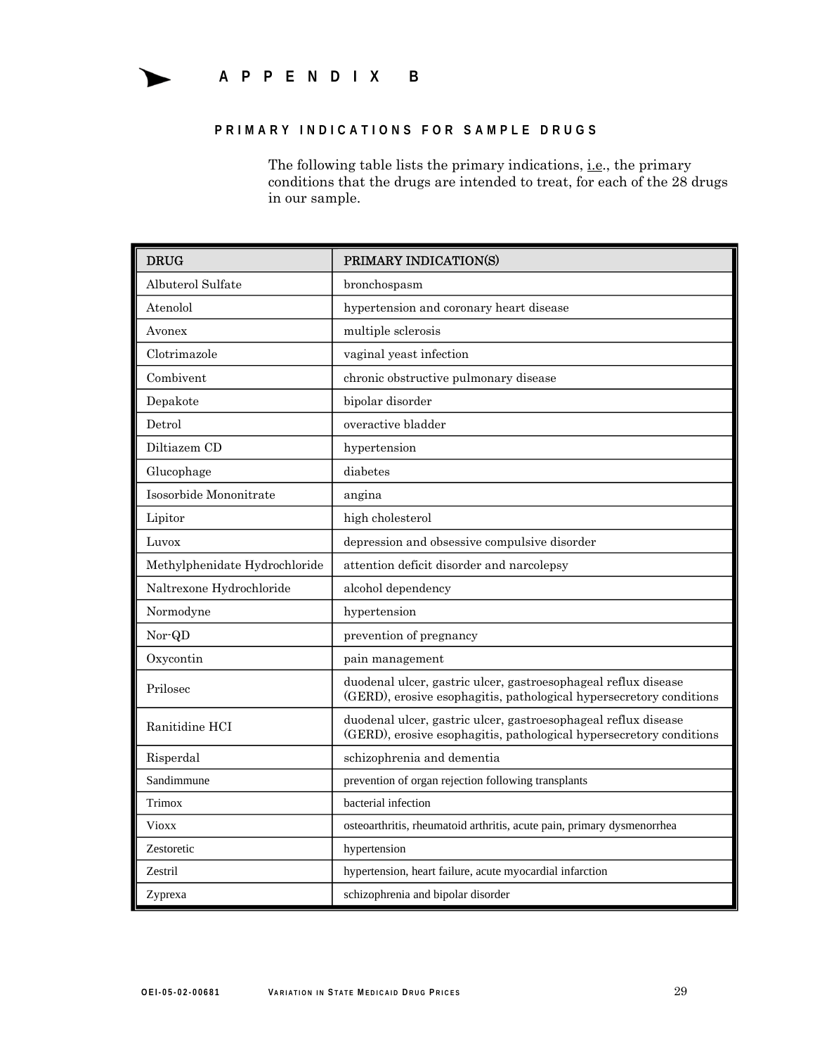# APPENDIX B

## PRIMARY INDICATIONS FOR SAMPLE DRUGS

The following table lists the primary indications, i.e., the primary conditions that the drugs are intended to treat, for each of the 28 drugs in our sample.

| DRUG | PRIMARY INDICATION(S) |
|---|---|
| Albuterol Sulfate | bronchospasm |
| Atenolol | hypertension and coronary heart disease |
| Avonex | multiple sclerosis |
| Clotrimazole | vaginal yeast infection |
| Combivent | chronic obstructive pulmonary disease |
| Depakote | bipolar disorder |
| Detrol | overactive bladder |
| Diltiazem CD | hypertension |
| Glucophage | diabetes |
| Isosorbide Mononitrate | angina |
| Lipitor | high cholesterol |
| Luvox | depression and obsessive compulsive disorder |
| Methylphenidate Hydrochloride | attention deficit disorder and narcolepsy |
| Naltrexone Hydrochloride | alcohol dependency |
| Normodyne | hypertension |
| Nor-QD | prevention of pregnancy |
| Oxycontin | pain management |
| Prilosec | duodenal ulcer, gastric ulcer, gastroesophageal reflux disease (GERD), erosive esophagitis, pathological hypersecretory conditions |
| Ranitidine HCI | duodenal ulcer, gastric ulcer, gastroesophageal reflux disease (GERD), erosive esophagitis, pathological hypersecretory conditions |
| Risperdal | schizophrenia and dementia |
| Sandimmune | prevention of organ rejection following transplants |
| Trimox | bacterial infection |
| Vioxx | osteoarthritis, rheumatoid arthritis, acute pain, primary dysmenorrhea |
| Zestoretic | hypertension |
| Zestril | hypertension, heart failure, acute myocardial infarction |
| Zyprexa | schizophrenia and bipolar disorder |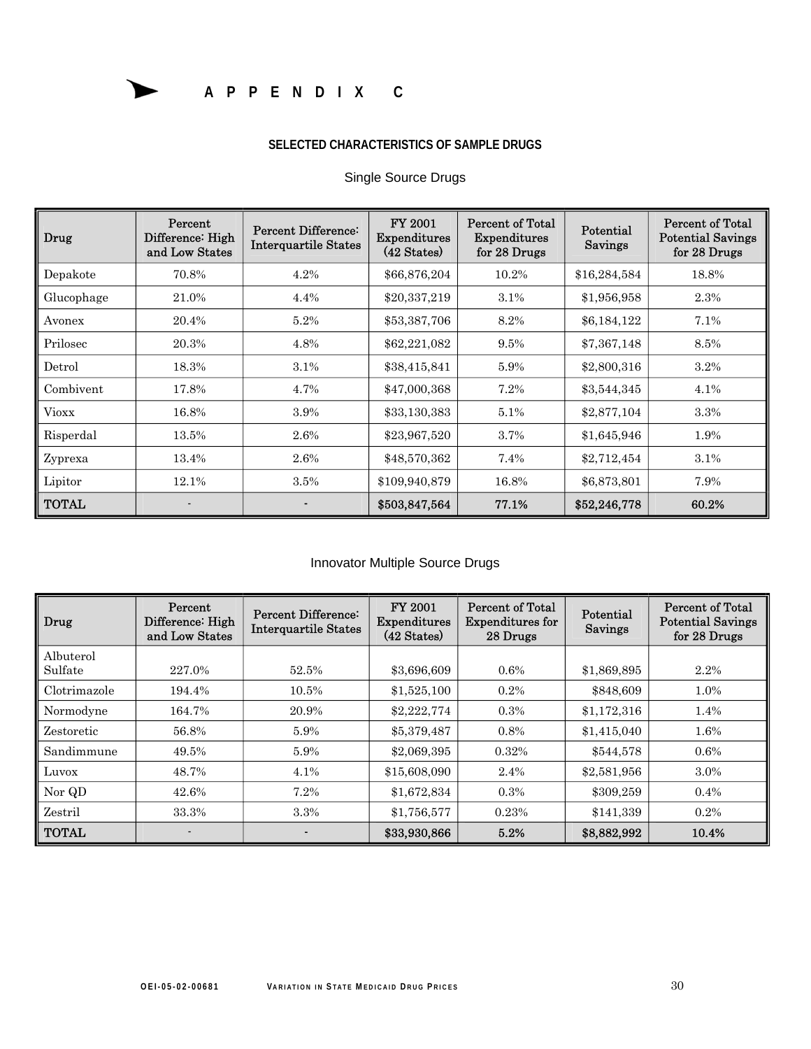# APPENDIX C

## SELECTED CHARACTERISTICS OF SAMPLE DRUGS

### Single Source Drugs

| Drug | Percent Difference: High and Low States | Percent Difference: Interquartile States | FY 2001 Expenditures (42 States) | Percent of Total Expenditures for 28 Drugs | Potential Savings | Percent of Total Potential Savings for 28 Drugs |
|---|---|---|---|---|---|---|
| Depakote | 70.8% | 4.2% | $66,876,204 | 10.2% | $16,284,584 | 18.8% |
| Glucophage | 21.0% | 4.4% | $20,337,219 | 3.1% | $1,956,958 | 2.3% |
| Avonex | 20.4% | 5.2% | $53,387,706 | 8.2% | $6,184,122 | 7.1% |
| Prilosec | 20.3% | 4.8% | $62,221,082 | 9.5% | $7,367,148 | 8.5% |
| Detrol | 18.3% | 3.1% | $38,415,841 | 5.9% | $2,800,316 | 3.2% |
| Combivent | 17.8% | 4.7% | $47,000,368 | 7.2% | $3,544,345 | 4.1% |
| Vioxx | 16.8% | 3.9% | $33,130,383 | 5.1% | $2,877,104 | 3.3% |
| Risperdal | 13.5% | 2.6% | $23,967,520 | 3.7% | $1,645,946 | 1.9% |
| Zyprexa | 13.4% | 2.6% | $48,570,362 | 7.4% | $2,712,454 | 3.1% |
| Lipitor | 12.1% | 3.5% | $109,940,879 | 16.8% | $6,873,801 | 7.9% |
| **TOTAL** | - | - | **$503,847,564** | **77.1%** | **$52,246,778** | **60.2%** |

### Innovator Multiple Source Drugs

| Drug | Percent Difference: High and Low States | Percent Difference: Interquartile States | FY 2001 Expenditures (42 States) | Percent of Total Expenditures for 28 Drugs | Potential Savings | Percent of Total Potential Savings for 28 Drugs |
|---|---|---|---|---|---|---|
| Albuterol Sulfate | 227.0% | 52.5% | $3,696,609 | 0.6% | $1,869,895 | 2.2% |
| Clotrimazole | 194.4% | 10.5% | $1,525,100 | 0.2% | $848,609 | 1.0% |
| Normodyne | 164.7% | 20.9% | $2,222,774 | 0.3% | $1,172,316 | 1.4% |
| Zestoretic | 56.8% | 5.9% | $5,379,487 | 0.8% | $1,415,040 | 1.6% |
| Sandimmune | 49.5% | 5.9% | $2,069,395 | 0.32% | $544,578 | 0.6% |
| Luvox | 48.7% | 4.1% | $15,608,090 | 2.4% | $2,581,956 | 3.0% |
| Nor QD | 42.6% | 7.2% | $1,672,834 | 0.3% | $309,259 | 0.4% |
| Zestril | 33.3% | 3.3% | $1,756,577 | 0.23% | $141,339 | 0.2% |
| **TOTAL** | - | - | **$33,930,866** | **5.2%** | **$8,882,992** | **10.4%** |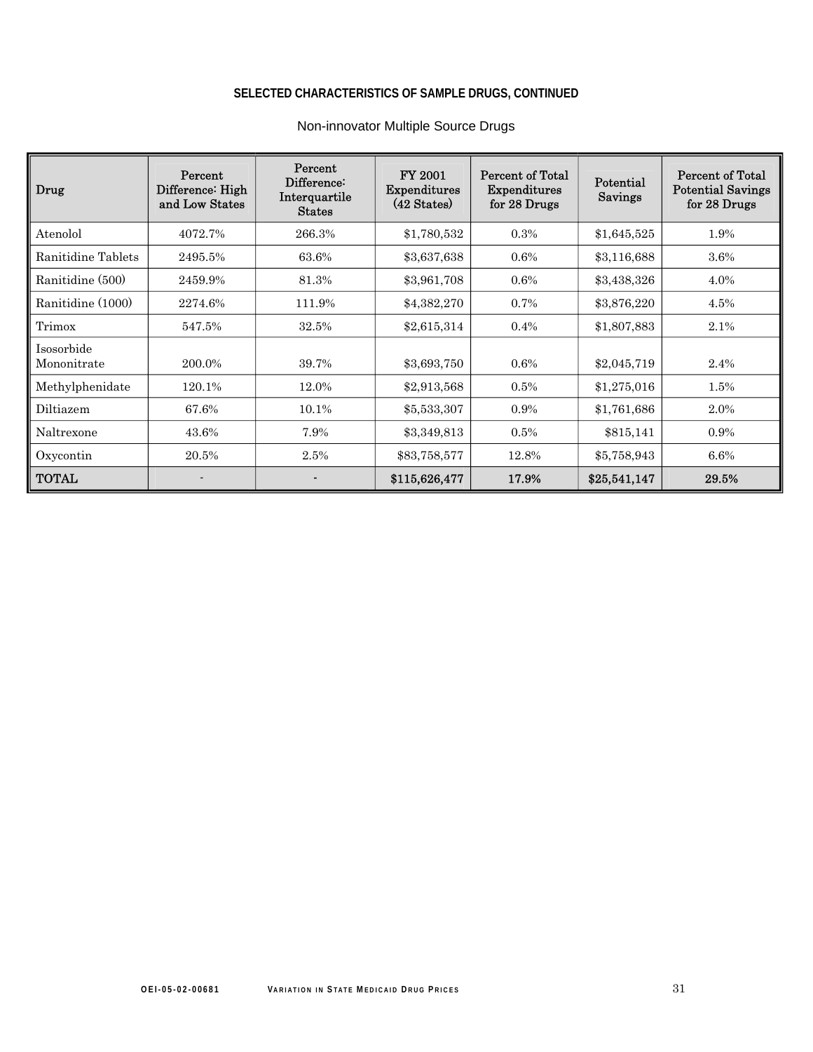## SELECTED CHARACTERISTICS OF SAMPLE DRUGS, CONTINUED

Non-innovator Multiple Source Drugs

| Drug | Percent Difference: High and Low States | Percent Difference: Interquartile States | FY 2001 Expenditures (42 States) | Percent of Total Expenditures for 28 Drugs | Potential Savings | Percent of Total Potential Savings for 28 Drugs |
|---|---|---|---|---|---|---|
| Atenolol | 4072.7% | 266.3% | $1,780,532 | 0.3% | $1,645,525 | 1.9% |
| Ranitidine Tablets | 2495.5% | 63.6% | $3,637,638 | 0.6% | $3,116,688 | 3.6% |
| Ranitidine (500) | 2459.9% | 81.3% | $3,961,708 | 0.6% | $3,438,326 | 4.0% |
| Ranitidine (1000) | 2274.6% | 111.9% | $4,382,270 | 0.7% | $3,876,220 | 4.5% |
| Trimox | 547.5% | 32.5% | $2,615,314 | 0.4% | $1,807,883 | 2.1% |
| Isosorbide Mononitrate | 200.0% | 39.7% | $3,693,750 | 0.6% | $2,045,719 | 2.4% |
| Methylphenidate | 120.1% | 12.0% | $2,913,568 | 0.5% | $1,275,016 | 1.5% |
| Diltiazem | 67.6% | 10.1% | $5,533,307 | 0.9% | $1,761,686 | 2.0% |
| Naltrexone | 43.6% | 7.9% | $3,349,813 | 0.5% | $815,141 | 0.9% |
| Oxycontin | 20.5% | 2.5% | $83,758,577 | 12.8% | $5,758,943 | 6.6% |
| **TOTAL** | - | - | **$115,626,477** | **17.9%** | **$25,541,147** | **29.5%** |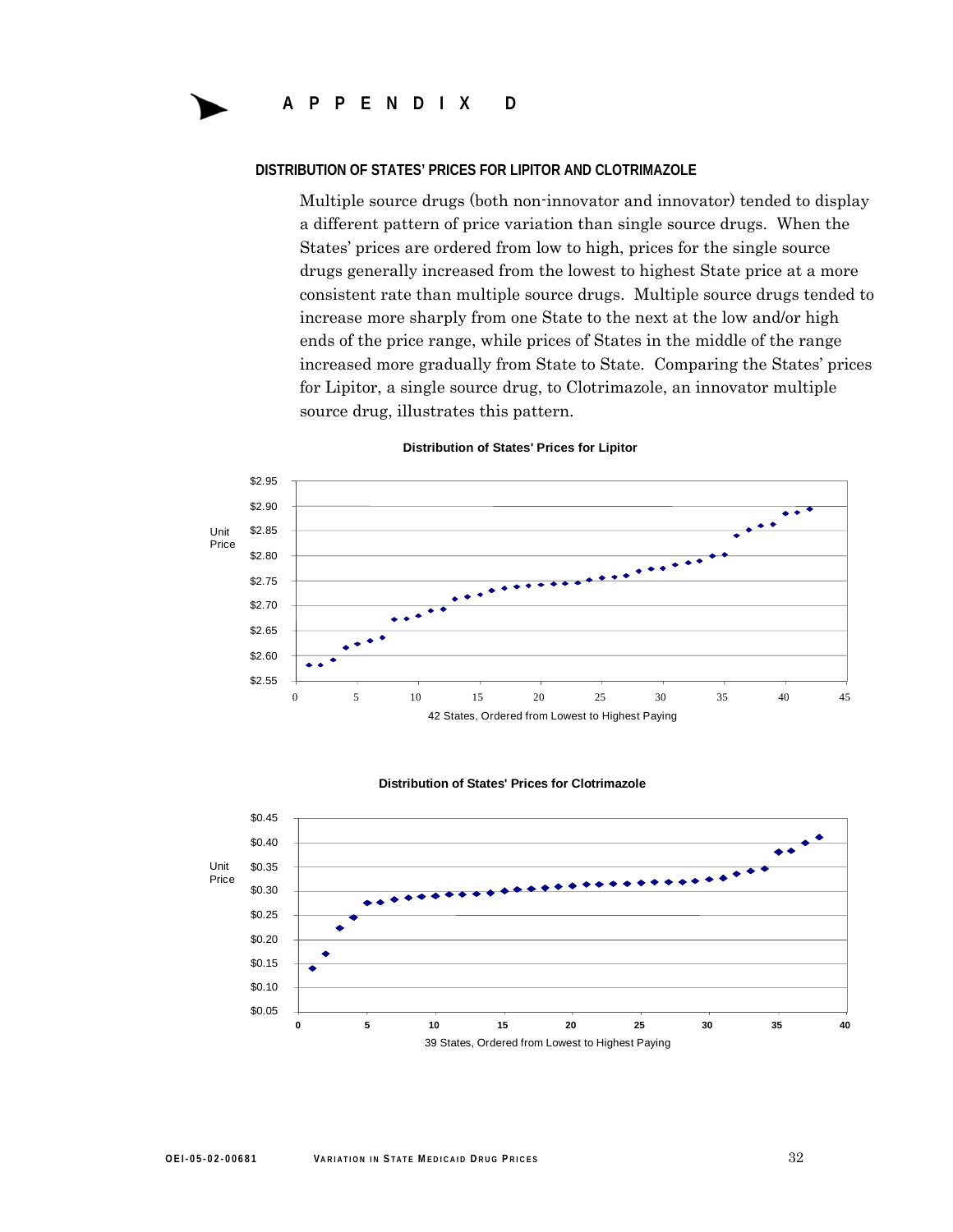# APPENDIX D

**DISTRIBUTION OF STATES' PRICES FOR LIPITOR AND CLOTRIMAZOLE**

Multiple source drugs (both non-innovator and innovator) tended to display a different pattern of price variation than single source drugs. When the States' prices are ordered from low to high, prices for the single source drugs generally increased from the lowest to highest State price at a more consistent rate than multiple source drugs. Multiple source drugs tended to increase more sharply from one State to the next at the low and/or high ends of the price range, while prices of States in the middle of the range increased more gradually from State to State. Comparing the States' prices for Lipitor, a single source drug, to Clotrimazole, an innovator multiple source drug, illustrates this pattern.

**Distribution of States' Prices for Lipitor**

(Chart: Unit Price, $2.55–$2.95, vs. 42 States, Ordered from Lowest to Highest Paying)

**Distribution of States' Prices for Clotrimazole**

(Chart: Unit Price, $0.05–$0.45, vs. 39 States, Ordered from Lowest to Highest Paying)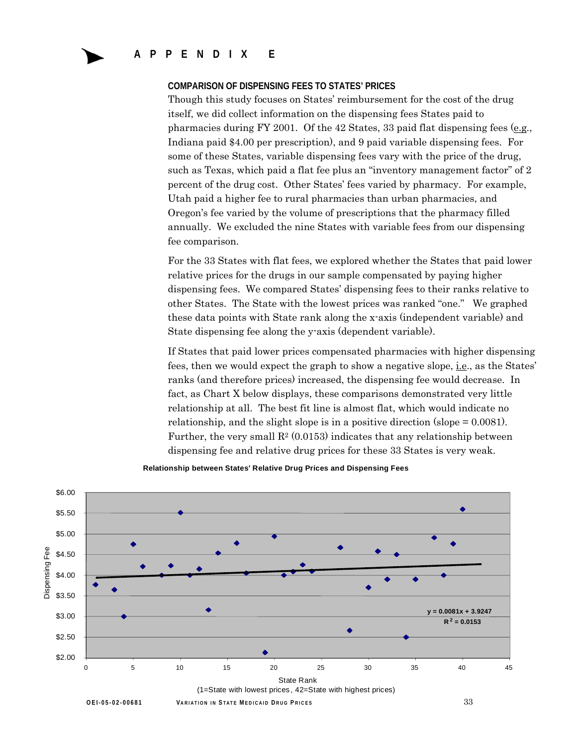# APPENDIX E

### COMPARISON OF DISPENSING FEES TO STATES' PRICES

Though this study focuses on States' reimbursement for the cost of the drug itself, we did collect information on the dispensing fees States paid to pharmacies during FY 2001. Of the 42 States, 33 paid flat dispensing fees (e.g., Indiana paid $4.00 per prescription), and 9 paid variable dispensing fees. For some of these States, variable dispensing fees vary with the price of the drug, such as Texas, which paid a flat fee plus an "inventory management factor" of 2 percent of the drug cost. Other States' fees varied by pharmacy. For example, Utah paid a higher fee to rural pharmacies than urban pharmacies, and Oregon's fee varied by the volume of prescriptions that the pharmacy filled annually. We excluded the nine States with variable fees from our dispensing fee comparison.

For the 33 States with flat fees, we explored whether the States that paid lower relative prices for the drugs in our sample compensated by paying higher dispensing fees. We compared States' dispensing fees to their ranks relative to other States. The State with the lowest prices was ranked "one." We graphed these data points with State rank along the x-axis (independent variable) and State dispensing fee along the y-axis (dependent variable).

If States that paid lower prices compensated pharmacies with higher dispensing fees, then we would expect the graph to show a negative slope, i.e., as the States' ranks (and therefore prices) increased, the dispensing fee would decrease. In fact, as Chart X below displays, these comparisons demonstrated very little relationship at all. The best fit line is almost flat, which would indicate no relationship, and the slight slope is in a positive direction (slope = 0.0081). Further, the very small $R^2$ (0.0153) indicates that any relationship between dispensing fee and relative drug prices for these 33 States is very weak.

**Relationship between States' Relative Drug Prices and Dispensing Fees**

$y = 0.0081x + 3.9247$

$R^2 = 0.0153$

Dispensing Fee

State Rank
(1=State with lowest prices, 42=State with highest prices)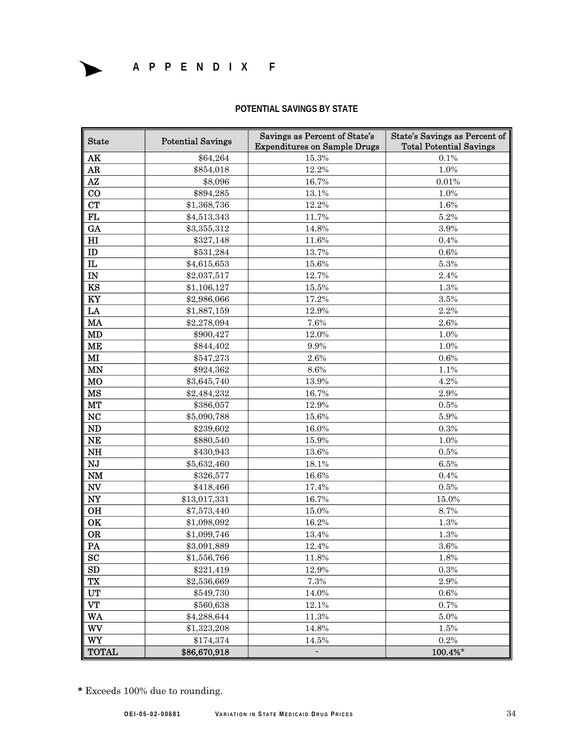# APPENDIX F

## POTENTIAL SAVINGS BY STATE

| State | Potential Savings | Savings as Percent of State's Expenditures on Sample Drugs | State's Savings as Percent of Total Potential Savings |
|---|---|---|---|
| AK | $64,264 | 15.3% | 0.1% |
| AR | $854,018 | 12.2% | 1.0% |
| AZ | $8,096 | 16.7% | 0.01% |
| CO | $894,285 | 13.1% | 1.0% |
| CT | $1,368,736 | 12.2% | 1.6% |
| FL | $4,513,343 | 11.7% | 5.2% |
| GA | $3,355,312 | 14.8% | 3.9% |
| HI | $327,148 | 11.6% | 0.4% |
| ID | $531,284 | 13.7% | 0.6% |
| IL | $4,615,653 | 15.6% | 5.3% |
| IN | $2,037,517 | 12.7% | 2.4% |
| KS | $1,106,127 | 15.5% | 1.3% |
| KY | $2,986,066 | 17.2% | 3.5% |
| LA | $1,887,159 | 12.9% | 2.2% |
| MA | $2,278,094 | 7.6% | 2.6% |
| MD | $900,427 | 12.0% | 1.0% |
| ME | $844,402 | 9.9% | 1.0% |
| MI | $547,273 | 2.6% | 0.6% |
| MN | $924,362 | 8.6% | 1.1% |
| MO | $3,645,740 | 13.9% | 4.2% |
| MS | $2,484,232 | 16.7% | 2.9% |
| MT | $386,057 | 12.9% | 0.5% |
| NC | $5,090,788 | 15.6% | 5.9% |
| ND | $239,602 | 16.0% | 0.3% |
| NE | $880,540 | 15.9% | 1.0% |
| NH | $430,943 | 13.6% | 0.5% |
| NJ | $5,632,460 | 18.1% | 6.5% |
| NM | $326,577 | 16.6% | 0.4% |
| NV | $418,466 | 17.4% | 0.5% |
| NY | $13,017,331 | 16.7% | 15.0% |
| OH | $7,573,440 | 15.0% | 8.7% |
| OK | $1,098,092 | 16.2% | 1.3% |
| OR | $1,099,746 | 13.4% | 1.3% |
| PA | $3,091,889 | 12.4% | 3.6% |
| SC | $1,556,766 | 11.8% | 1.8% |
| SD | $221,419 | 12.9% | 0.3% |
| TX | $2,536,669 | 7.3% | 2.9% |
| UT | $549,730 | 14.0% | 0.6% |
| VT | $560,638 | 12.1% | 0.7% |
| WA | $4,288,644 | 11.3% | 5.0% |
| WV | $1,323,208 | 14.8% | 1.5% |
| WY | $174,374 | 14.5% | 0.2% |
| TOTAL | $86,670,918 | - | 100.4%* |

* Exceeds 100% due to rounding.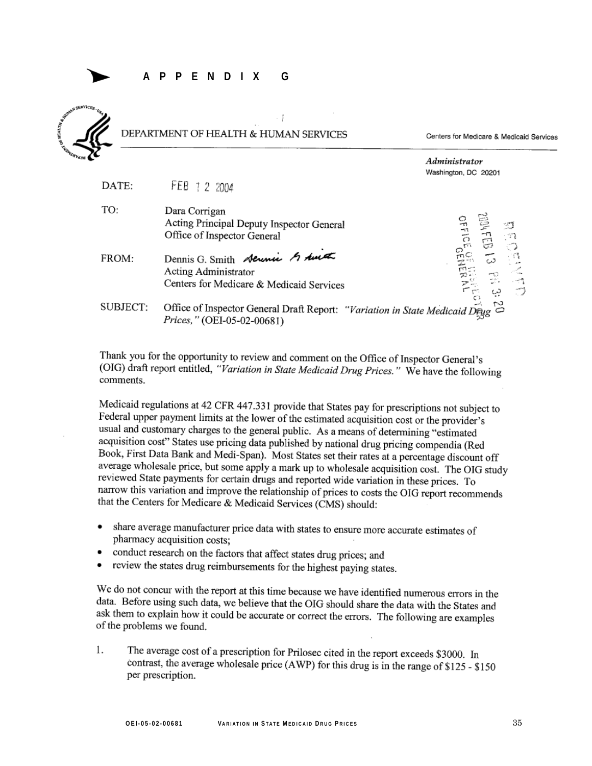# APPENDIX G

DEPARTMENT OF HEALTH & HUMAN SERVICES

Centers for Medicare & Medicaid Services

*Administrator*
Washington, DC 20201

DATE: FEB 12 2004

TO: Dara Corrigan
Acting Principal Deputy Inspector General
Office of Inspector General

FROM: Dennis G. Smith
Acting Administrator
Centers for Medicare & Medicaid Services

SUBJECT: Office of Inspector General Draft Report: *"Variation in State Medicaid Drug Prices,"* (OEI-05-02-00681)

Thank you for the opportunity to review and comment on the Office of Inspector General's (OIG) draft report entitled, *"Variation in State Medicaid Drug Prices."* We have the following comments.

Medicaid regulations at 42 CFR 447.331 provide that States pay for prescriptions not subject to Federal upper payment limits at the lower of the estimated acquisition cost or the provider's usual and customary charges to the general public. As a means of determining "estimated acquisition cost" States use pricing data published by national drug pricing compendia (Red Book, First Data Bank and Medi-Span). Most States set their rates at a percentage discount off average wholesale price, but some apply a mark up to wholesale acquisition cost. The OIG study reviewed State payments for certain drugs and reported wide variation in these prices. To narrow this variation and improve the relationship of prices to costs the OIG report recommends that the Centers for Medicare & Medicaid Services (CMS) should:

- share average manufacturer price data with states to ensure more accurate estimates of pharmacy acquisition costs;
- conduct research on the factors that affect states drug prices; and
- review the states drug reimbursements for the highest paying states.

We do not concur with the report at this time because we have identified numerous errors in the data. Before using such data, we believe that the OIG should share the data with the States and ask them to explain how it could be accurate or correct the errors. The following are examples of the problems we found.

1. The average cost of a prescription for Prilosec cited in the report exceeds $3000. In contrast, the average wholesale price (AWP) for this drug is in the range of $125 - $150 per prescription.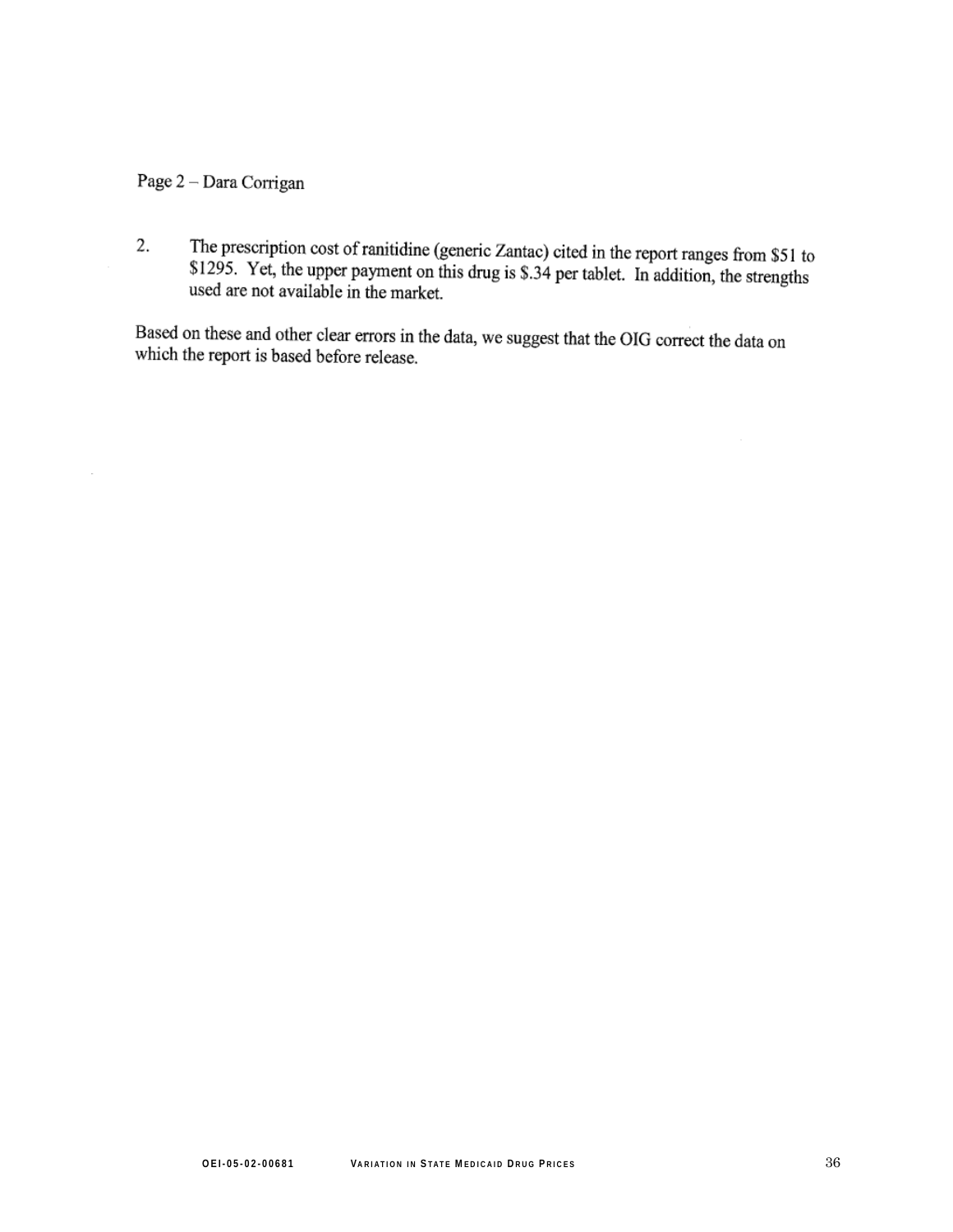Page 2 – Dara Corrigan

2. The prescription cost of ranitidine (generic Zantac) cited in the report ranges from $51 to $1295. Yet, the upper payment on this drug is $.34 per tablet. In addition, the strengths used are not available in the market.

Based on these and other clear errors in the data, we suggest that the OIG correct the data on which the report is based before release.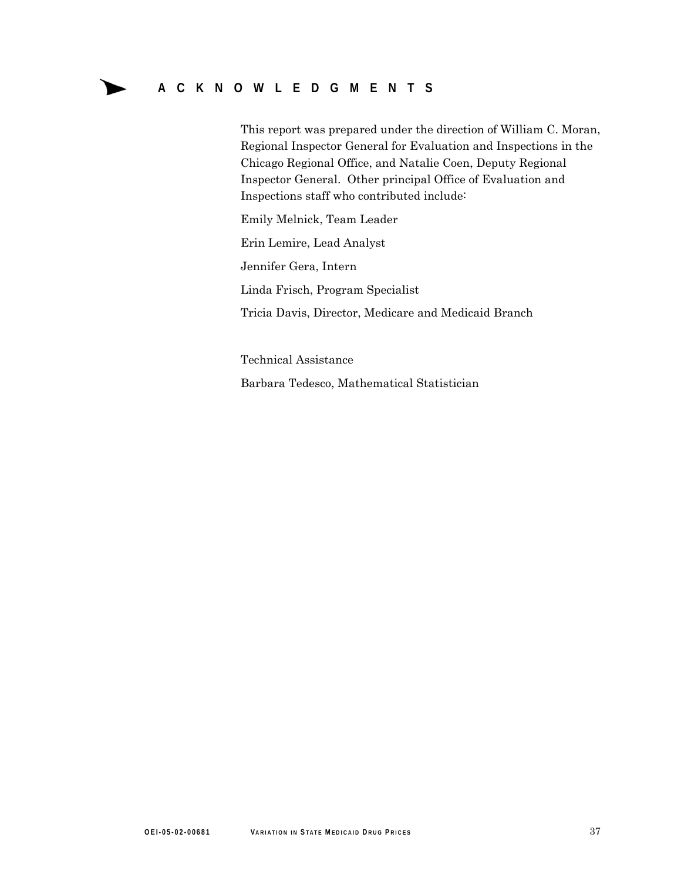# ACKNOWLEDGMENTS

This report was prepared under the direction of William C. Moran, Regional Inspector General for Evaluation and Inspections in the Chicago Regional Office, and Natalie Coen, Deputy Regional Inspector General. Other principal Office of Evaluation and Inspections staff who contributed include:

Emily Melnick, Team Leader

Erin Lemire, Lead Analyst

Jennifer Gera, Intern

Linda Frisch, Program Specialist

Tricia Davis, Director, Medicare and Medicaid Branch

Technical Assistance

Barbara Tedesco, Mathematical Statistician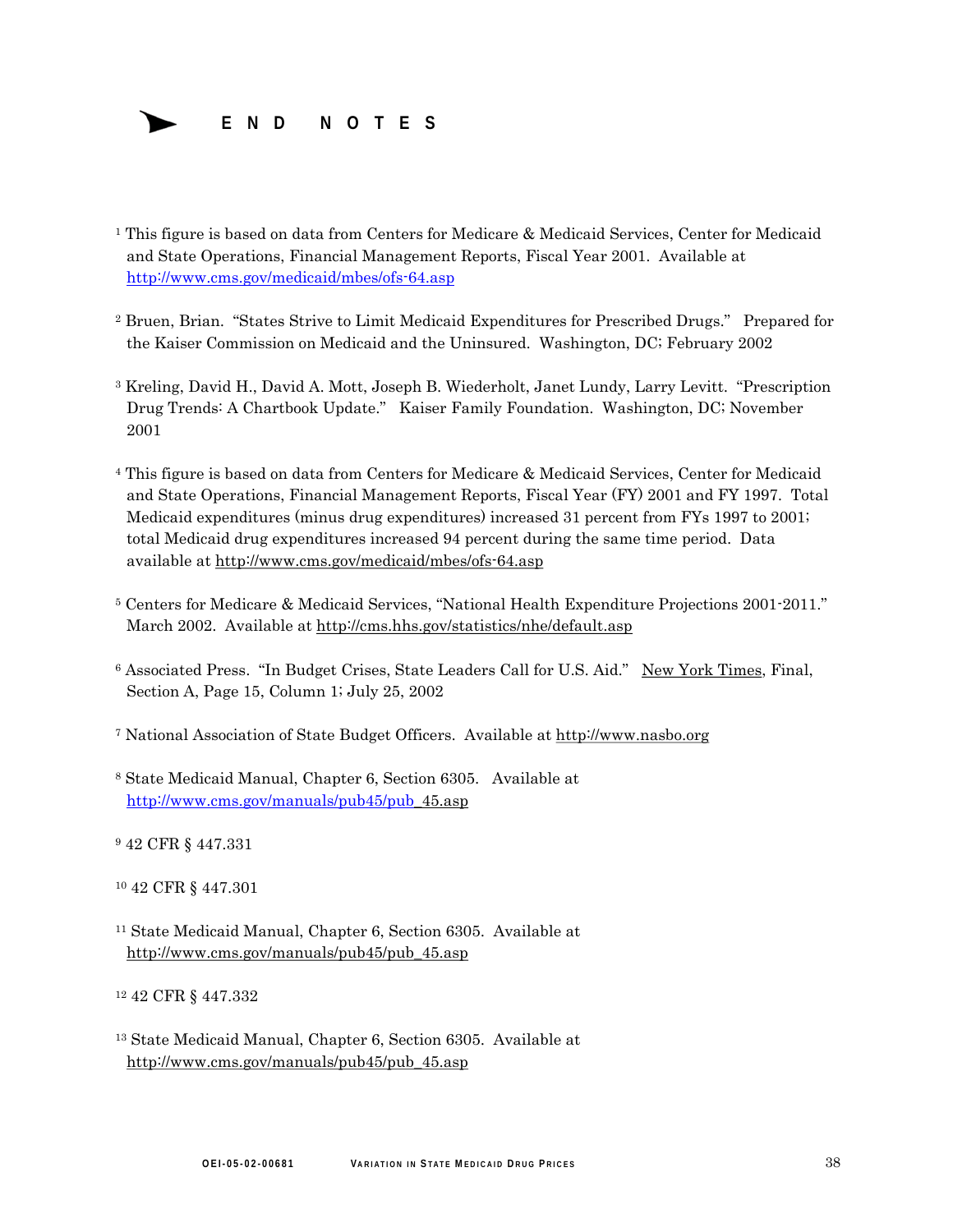# END NOTES

[1] This figure is based on data from Centers for Medicare & Medicaid Services, Center for Medicaid and State Operations, Financial Management Reports, Fiscal Year 2001. Available at http://www.cms.gov/medicaid/mbes/ofs-64.asp

[2] Bruen, Brian. "States Strive to Limit Medicaid Expenditures for Prescribed Drugs." Prepared for the Kaiser Commission on Medicaid and the Uninsured. Washington, DC; February 2002

[3] Kreling, David H., David A. Mott, Joseph B. Wiederholt, Janet Lundy, Larry Levitt. "Prescription Drug Trends: A Chartbook Update." Kaiser Family Foundation. Washington, DC; November 2001

[4] This figure is based on data from Centers for Medicare & Medicaid Services, Center for Medicaid and State Operations, Financial Management Reports, Fiscal Year (FY) 2001 and FY 1997. Total Medicaid expenditures (minus drug expenditures) increased 31 percent from FYs 1997 to 2001; total Medicaid drug expenditures increased 94 percent during the same time period. Data available at http://www.cms.gov/medicaid/mbes/ofs-64.asp

[5] Centers for Medicare & Medicaid Services, "National Health Expenditure Projections 2001-2011." March 2002. Available at http://cms.hhs.gov/statistics/nhe/default.asp

[6] Associated Press. "In Budget Crises, State Leaders Call for U.S. Aid." New York Times, Final, Section A, Page 15, Column 1; July 25, 2002

[7] National Association of State Budget Officers. Available at http://www.nasbo.org

[8] State Medicaid Manual, Chapter 6, Section 6305. Available at http://www.cms.gov/manuals/pub45/pub_45.asp

[9] 42 CFR § 447.331

[10] 42 CFR § 447.301

[11] State Medicaid Manual, Chapter 6, Section 6305. Available at http://www.cms.gov/manuals/pub45/pub_45.asp

[12] 42 CFR § 447.332

[13] State Medicaid Manual, Chapter 6, Section 6305. Available at http://www.cms.gov/manuals/pub45/pub_45.asp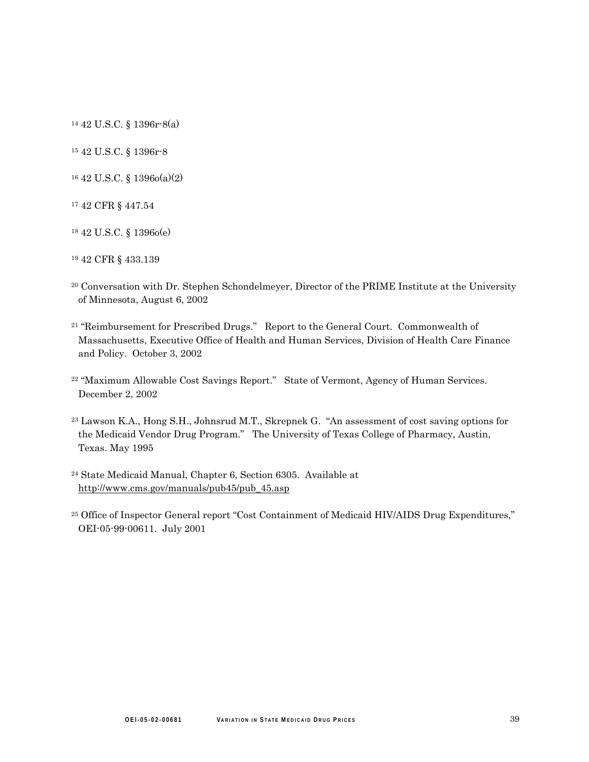[14] 42 U.S.C. § 1396r-8(a)

[15] 42 U.S.C. § 1396r-8

[16] 42 U.S.C. § 1396o(a)(2)

[17] 42 CFR § 447.54

[18] 42 U.S.C. § 1396o(e)

[19] 42 CFR § 433.139

[20] Conversation with Dr. Stephen Schondelmeyer, Director of the PRIME Institute at the University of Minnesota, August 6, 2002

[21] "Reimbursement for Prescribed Drugs." Report to the General Court. Commonwealth of Massachusetts, Executive Office of Health and Human Services, Division of Health Care Finance and Policy. October 3, 2002

[22] "Maximum Allowable Cost Savings Report." State of Vermont, Agency of Human Services. December 2, 2002

[23] Lawson K.A., Hong S.H., Johnsrud M.T., Skrepnek G. "An assessment of cost saving options for the Medicaid Vendor Drug Program." The University of Texas College of Pharmacy, Austin, Texas. May 1995

[24] State Medicaid Manual, Chapter 6, Section 6305. Available at http://www.cms.gov/manuals/pub45/pub_45.asp

[25] Office of Inspector General report "Cost Containment of Medicaid HIV/AIDS Drug Expenditures," OEI-05-99-00611. July 2001